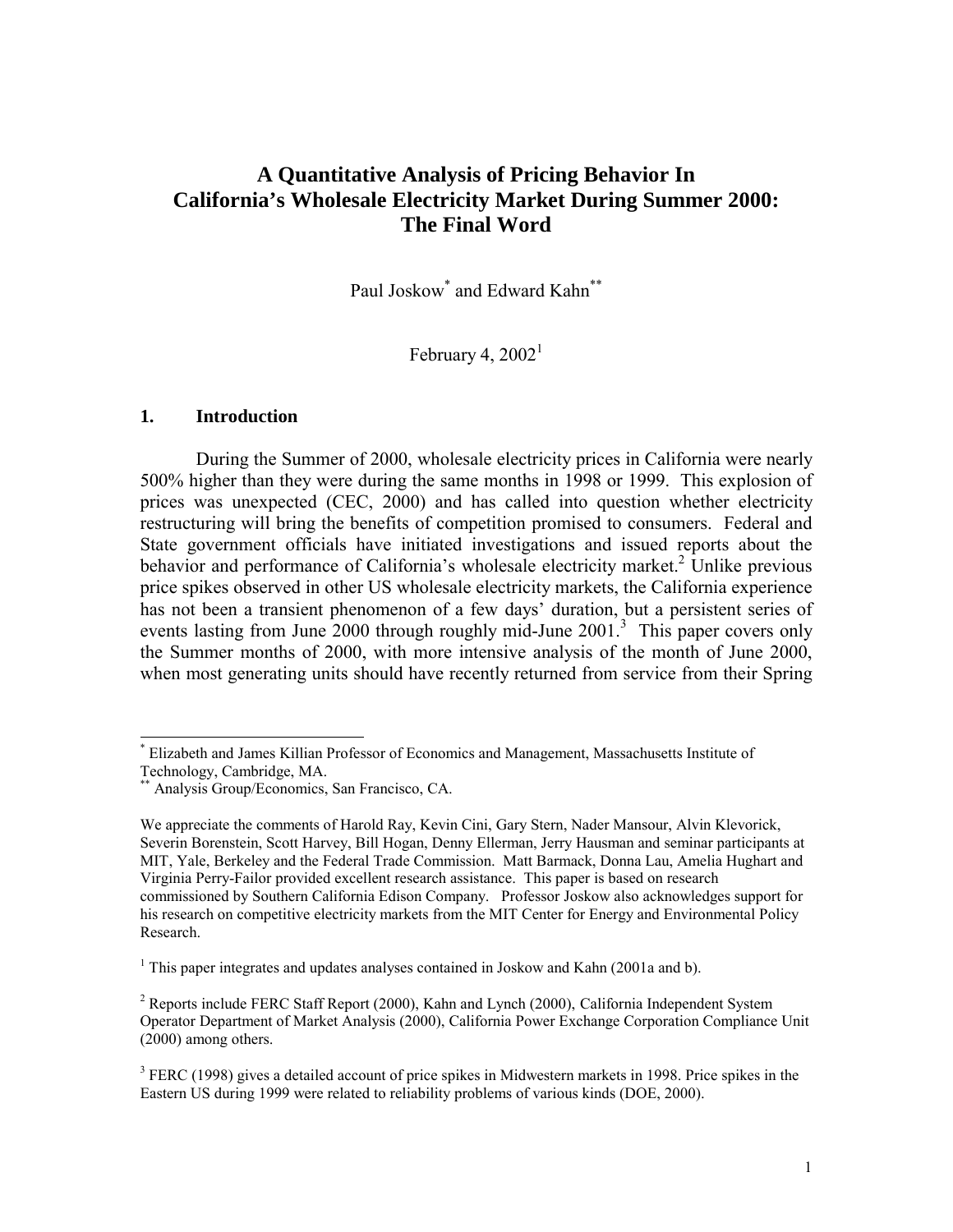# A Quantitative Analysis of Pricing Behavior In California's Wholesale Electricity Market During Summer 2000: The Final Word

Paul Joskow[*] and Edward Kahn[**]

February 4, 2002[1]

## 1. Introduction

During the Summer of 2000, wholesale electricity prices in California were nearly 500% higher than they were during the same months in 1998 or 1999. This explosion of prices was unexpected (CEC, 2000) and has called into question whether electricity restructuring will bring the benefits of competition promised to consumers. Federal and State government officials have initiated investigations and issued reports about the behavior and performance of California's wholesale electricity market.[2] Unlike previous price spikes observed in other US wholesale electricity markets, the California experience has not been a transient phenomenon of a few days' duration, but a persistent series of events lasting from June 2000 through roughly mid-June 2001.[3] This paper covers only the Summer months of 2000, with more intensive analysis of the month of June 2000, when most generating units should have recently returned from service from their Spring

---

[*] Elizabeth and James Killian Professor of Economics and Management, Massachusetts Institute of Technology, Cambridge, MA.

[**] Analysis Group/Economics, San Francisco, CA.

We appreciate the comments of Harold Ray, Kevin Cini, Gary Stern, Nader Mansour, Alvin Klevorick, Severin Borenstein, Scott Harvey, Bill Hogan, Denny Ellerman, Jerry Hausman and seminar participants at MIT, Yale, Berkeley and the Federal Trade Commission. Matt Barmack, Donna Lau, Amelia Hughart and Virginia Perry-Failor provided excellent research assistance. This paper is based on research commissioned by Southern California Edison Company. Professor Joskow also acknowledges support for his research on competitive electricity markets from the MIT Center for Energy and Environmental Policy Research.

[1] This paper integrates and updates analyses contained in Joskow and Kahn (2001a and b).

[2] Reports include FERC Staff Report (2000), Kahn and Lynch (2000), California Independent System Operator Department of Market Analysis (2000), California Power Exchange Corporation Compliance Unit (2000) among others.

[3] FERC (1998) gives a detailed account of price spikes in Midwestern markets in 1998. Price spikes in the Eastern US during 1999 were related to reliability problems of various kinds (DOE, 2000).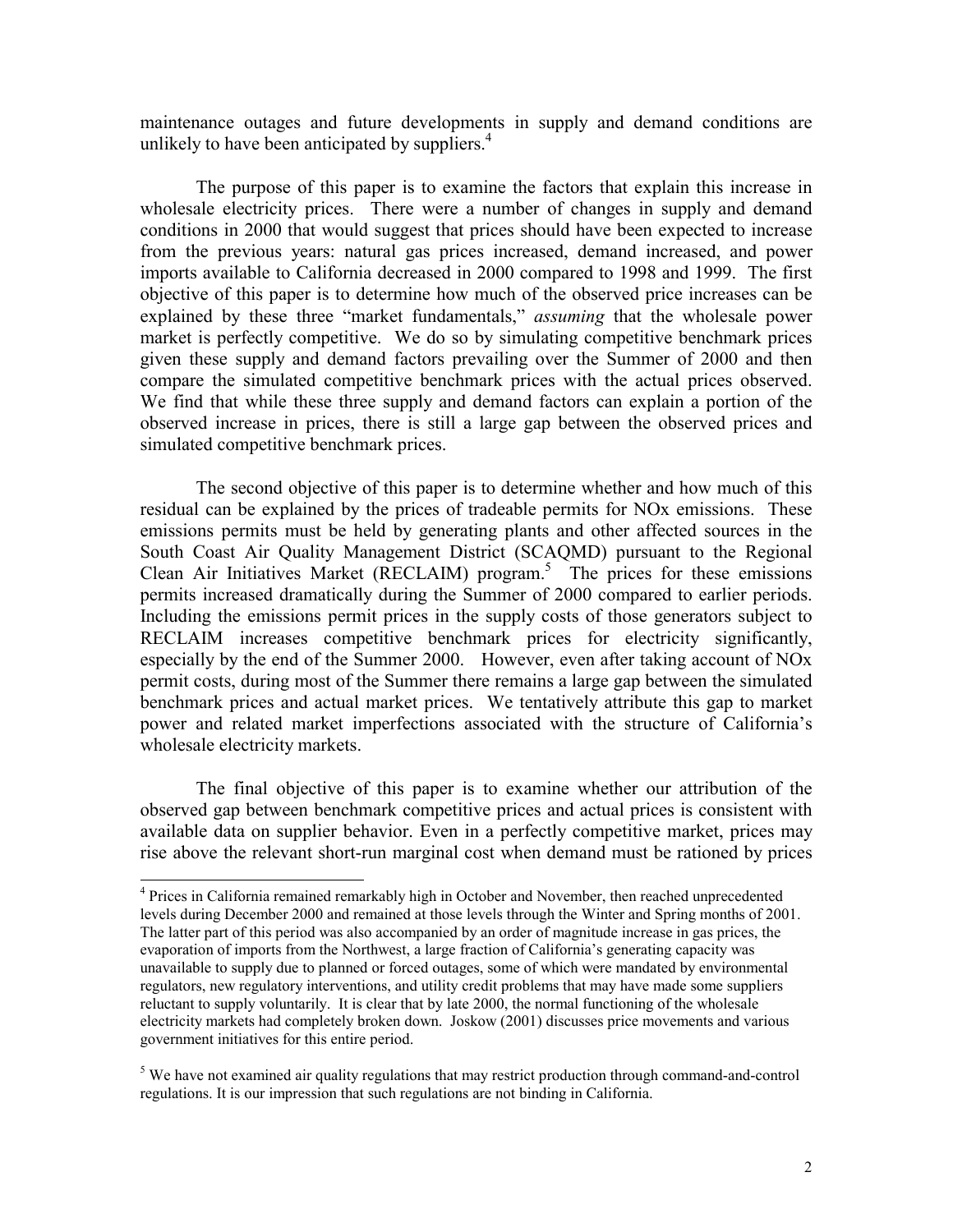maintenance outages and future developments in supply and demand conditions are unlikely to have been anticipated by suppliers.[4]

The purpose of this paper is to examine the factors that explain this increase in wholesale electricity prices. There were a number of changes in supply and demand conditions in 2000 that would suggest that prices should have been expected to increase from the previous years: natural gas prices increased, demand increased, and power imports available to California decreased in 2000 compared to 1998 and 1999. The first objective of this paper is to determine how much of the observed price increases can be explained by these three "market fundamentals," *assuming* that the wholesale power market is perfectly competitive. We do so by simulating competitive benchmark prices given these supply and demand factors prevailing over the Summer of 2000 and then compare the simulated competitive benchmark prices with the actual prices observed. We find that while these three supply and demand factors can explain a portion of the observed increase in prices, there is still a large gap between the observed prices and simulated competitive benchmark prices.

The second objective of this paper is to determine whether and how much of this residual can be explained by the prices of tradeable permits for NOx emissions. These emissions permits must be held by generating plants and other affected sources in the South Coast Air Quality Management District (SCAQMD) pursuant to the Regional Clean Air Initiatives Market (RECLAIM) program.[5] The prices for these emissions permits increased dramatically during the Summer of 2000 compared to earlier periods. Including the emissions permit prices in the supply costs of those generators subject to RECLAIM increases competitive benchmark prices for electricity significantly, especially by the end of the Summer 2000. However, even after taking account of NOx permit costs, during most of the Summer there remains a large gap between the simulated benchmark prices and actual market prices. We tentatively attribute this gap to market power and related market imperfections associated with the structure of California's wholesale electricity markets.

The final objective of this paper is to examine whether our attribution of the observed gap between benchmark competitive prices and actual prices is consistent with available data on supplier behavior. Even in a perfectly competitive market, prices may rise above the relevant short-run marginal cost when demand must be rationed by prices

[4] Prices in California remained remarkably high in October and November, then reached unprecedented levels during December 2000 and remained at those levels through the Winter and Spring months of 2001. The latter part of this period was also accompanied by an order of magnitude increase in gas prices, the evaporation of imports from the Northwest, a large fraction of California's generating capacity was unavailable to supply due to planned or forced outages, some of which were mandated by environmental regulators, new regulatory interventions, and utility credit problems that may have made some suppliers reluctant to supply voluntarily. It is clear that by late 2000, the normal functioning of the wholesale electricity markets had completely broken down. Joskow (2001) discusses price movements and various government initiatives for this entire period.

[5] We have not examined air quality regulations that may restrict production through command-and-control regulations. It is our impression that such regulations are not binding in California.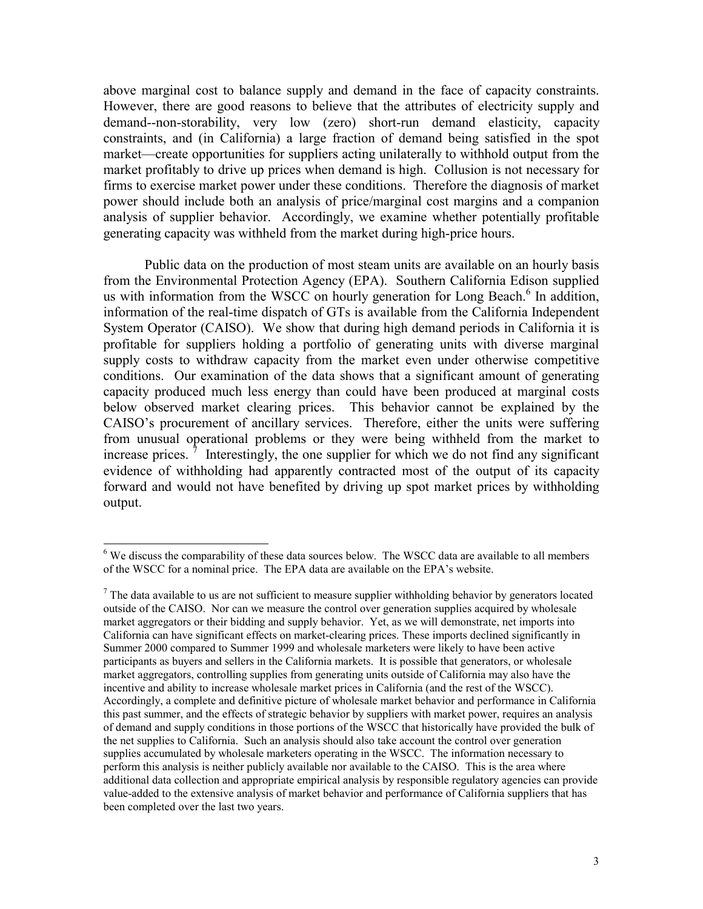above marginal cost to balance supply and demand in the face of capacity constraints. However, there are good reasons to believe that the attributes of electricity supply and demand--non-storability, very low (zero) short-run demand elasticity, capacity constraints, and (in California) a large fraction of demand being satisfied in the spot market—create opportunities for suppliers acting unilaterally to withhold output from the market profitably to drive up prices when demand is high. Collusion is not necessary for firms to exercise market power under these conditions. Therefore the diagnosis of market power should include both an analysis of price/marginal cost margins and a companion analysis of supplier behavior. Accordingly, we examine whether potentially profitable generating capacity was withheld from the market during high-price hours.

Public data on the production of most steam units are available on an hourly basis from the Environmental Protection Agency (EPA). Southern California Edison supplied us with information from the WSCC on hourly generation for Long Beach.[6] In addition, information of the real-time dispatch of GTs is available from the California Independent System Operator (CAISO). We show that during high demand periods in California it is profitable for suppliers holding a portfolio of generating units with diverse marginal supply costs to withdraw capacity from the market even under otherwise competitive conditions. Our examination of the data shows that a significant amount of generating capacity produced much less energy than could have been produced at marginal costs below observed market clearing prices. This behavior cannot be explained by the CAISO's procurement of ancillary services. Therefore, either the units were suffering from unusual operational problems or they were being withheld from the market to increase prices.[7] Interestingly, the one supplier for which we do not find any significant evidence of withholding had apparently contracted most of the output of its capacity forward and would not have benefited by driving up spot market prices by withholding output.

[6] We discuss the comparability of these data sources below. The WSCC data are available to all members of the WSCC for a nominal price. The EPA data are available on the EPA's website.

[7] The data available to us are not sufficient to measure supplier withholding behavior by generators located outside of the CAISO. Nor can we measure the control over generation supplies acquired by wholesale market aggregators or their bidding and supply behavior. Yet, as we will demonstrate, net imports into California can have significant effects on market-clearing prices. These imports declined significantly in Summer 2000 compared to Summer 1999 and wholesale marketers were likely to have been active participants as buyers and sellers in the California markets. It is possible that generators, or wholesale market aggregators, controlling supplies from generating units outside of California may also have the incentive and ability to increase wholesale market prices in California (and the rest of the WSCC). Accordingly, a complete and definitive picture of wholesale market behavior and performance in California this past summer, and the effects of strategic behavior by suppliers with market power, requires an analysis of demand and supply conditions in those portions of the WSCC that historically have provided the bulk of the net supplies to California. Such an analysis should also take account the control over generation supplies accumulated by wholesale marketers operating in the WSCC. The information necessary to perform this analysis is neither publicly available nor available to the CAISO. This is the area where additional data collection and appropriate empirical analysis by responsible regulatory agencies can provide value-added to the extensive analysis of market behavior and performance of California suppliers that has been completed over the last two years.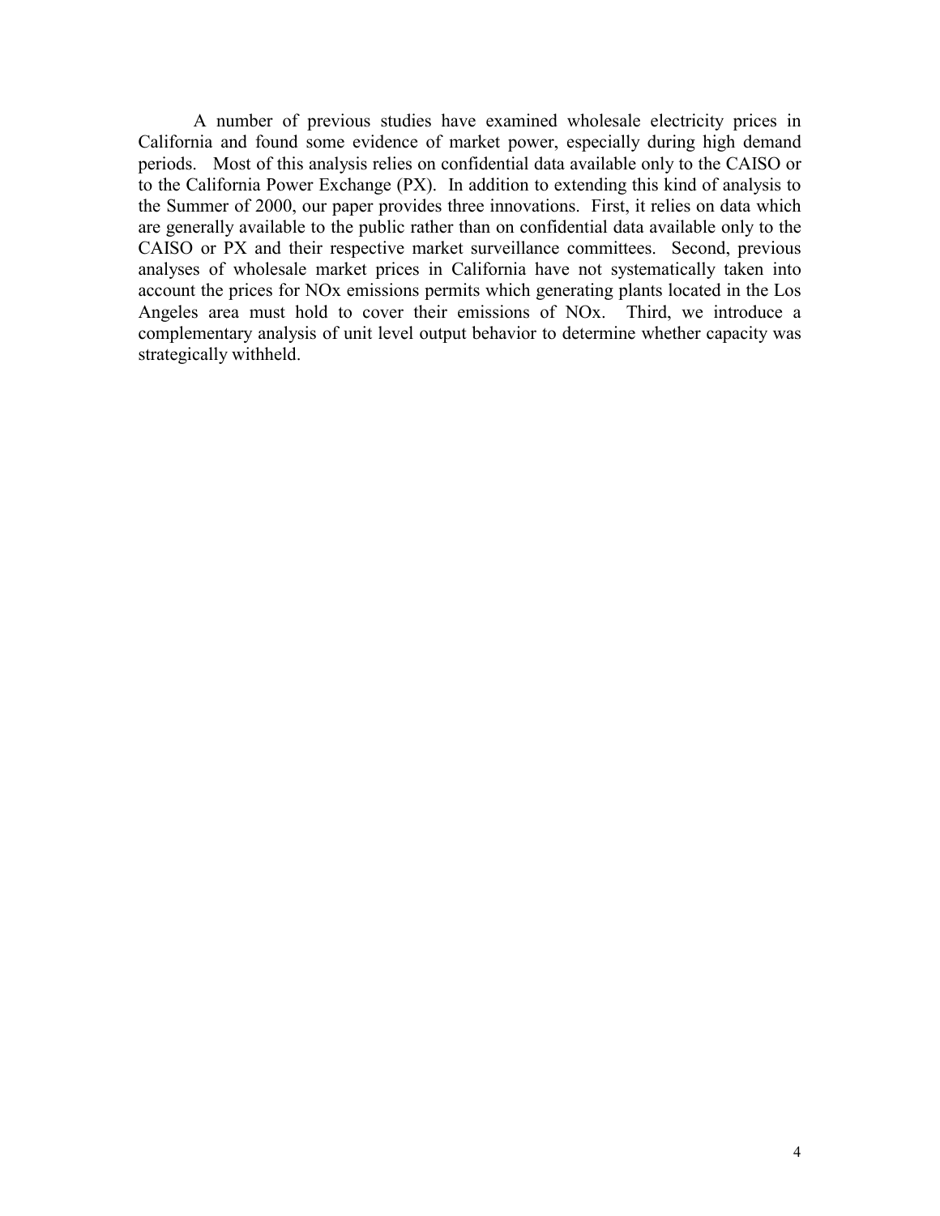A number of previous studies have examined wholesale electricity prices in California and found some evidence of market power, especially during high demand periods. Most of this analysis relies on confidential data available only to the CAISO or to the California Power Exchange (PX). In addition to extending this kind of analysis to the Summer of 2000, our paper provides three innovations. First, it relies on data which are generally available to the public rather than on confidential data available only to the CAISO or PX and their respective market surveillance committees. Second, previous analyses of wholesale market prices in California have not systematically taken into account the prices for NOx emissions permits which generating plants located in the Los Angeles area must hold to cover their emissions of NOx. Third, we introduce a complementary analysis of unit level output behavior to determine whether capacity was strategically withheld.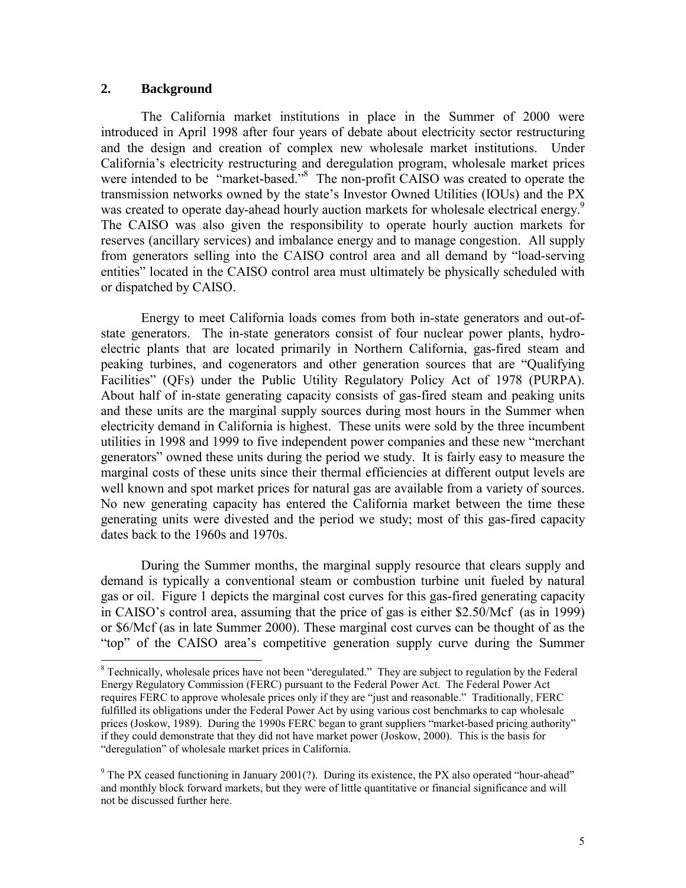## 2. Background

The California market institutions in place in the Summer of 2000 were introduced in April 1998 after four years of debate about electricity sector restructuring and the design and creation of complex new wholesale market institutions. Under California's electricity restructuring and deregulation program, wholesale market prices were intended to be "market-based."[8] The non-profit CAISO was created to operate the transmission networks owned by the state's Investor Owned Utilities (IOUs) and the PX was created to operate day-ahead hourly auction markets for wholesale electrical energy.[9] The CAISO was also given the responsibility to operate hourly auction markets for reserves (ancillary services) and imbalance energy and to manage congestion. All supply from generators selling into the CAISO control area and all demand by "load-serving entities" located in the CAISO control area must ultimately be physically scheduled with or dispatched by CAISO.

Energy to meet California loads comes from both in-state generators and out-of-state generators. The in-state generators consist of four nuclear power plants, hydro-electric plants that are located primarily in Northern California, gas-fired steam and peaking turbines, and cogenerators and other generation sources that are "Qualifying Facilities" (QFs) under the Public Utility Regulatory Policy Act of 1978 (PURPA). About half of in-state generating capacity consists of gas-fired steam and peaking units and these units are the marginal supply sources during most hours in the Summer when electricity demand in California is highest. These units were sold by the three incumbent utilities in 1998 and 1999 to five independent power companies and these new "merchant generators" owned these units during the period we study. It is fairly easy to measure the marginal costs of these units since their thermal efficiencies at different output levels are well known and spot market prices for natural gas are available from a variety of sources. No new generating capacity has entered the California market between the time these generating units were divested and the period we study; most of this gas-fired capacity dates back to the 1960s and 1970s.

During the Summer months, the marginal supply resource that clears supply and demand is typically a conventional steam or combustion turbine unit fueled by natural gas or oil. Figure 1 depicts the marginal cost curves for this gas-fired generating capacity in CAISO's control area, assuming that the price of gas is either \$2.50/Mcf (as in 1999) or \$6/Mcf (as in late Summer 2000). These marginal cost curves can be thought of as the "top" of the CAISO area's competitive generation supply curve during the Summer

---

[8] Technically, wholesale prices have not been "deregulated." They are subject to regulation by the Federal Energy Regulatory Commission (FERC) pursuant to the Federal Power Act. The Federal Power Act requires FERC to approve wholesale prices only if they are "just and reasonable." Traditionally, FERC fulfilled its obligations under the Federal Power Act by using various cost benchmarks to cap wholesale prices (Joskow, 1989). During the 1990s FERC began to grant suppliers "market-based pricing authority" if they could demonstrate that they did not have market power (Joskow, 2000). This is the basis for "deregulation" of wholesale market prices in California.

[9] The PX ceased functioning in January 2001(?). During its existence, the PX also operated "hour-ahead" and monthly block forward markets, but they were of little quantitative or financial significance and will not be discussed further here.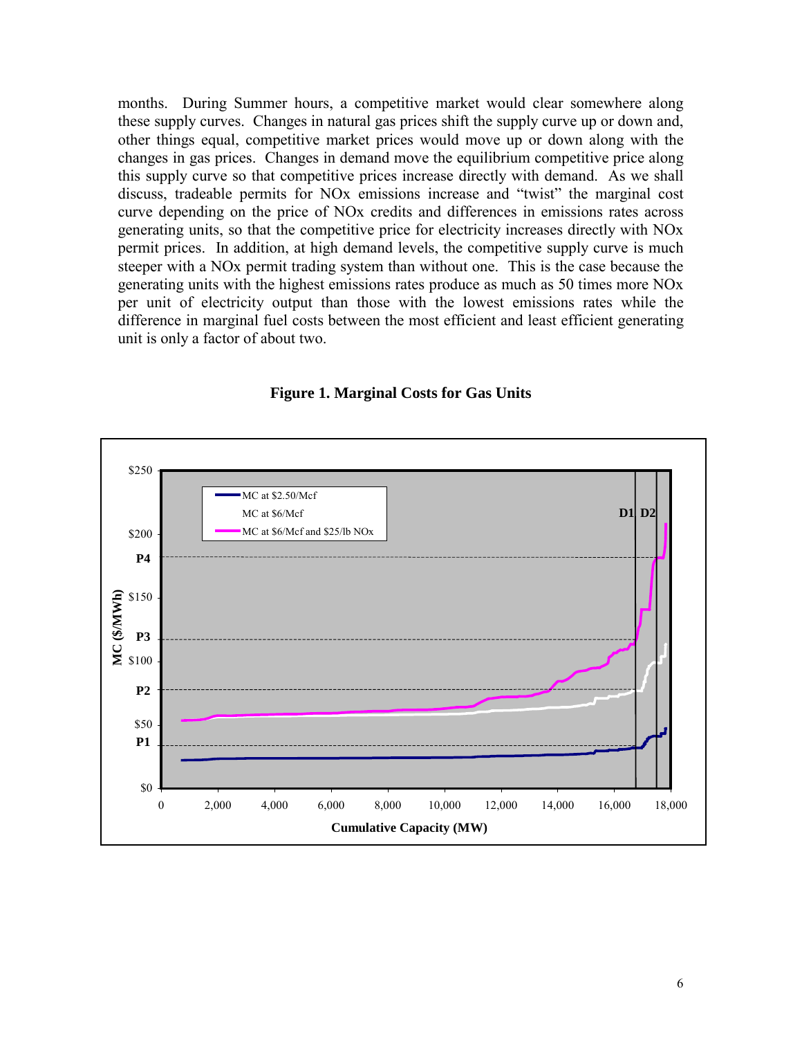months. During Summer hours, a competitive market would clear somewhere along these supply curves. Changes in natural gas prices shift the supply curve up or down and, other things equal, competitive market prices would move up or down along with the changes in gas prices. Changes in demand move the equilibrium competitive price along this supply curve so that competitive prices increase directly with demand. As we shall discuss, tradeable permits for NOx emissions increase and "twist" the marginal cost curve depending on the price of NOx credits and differences in emissions rates across generating units, so that the competitive price for electricity increases directly with NOx permit prices. In addition, at high demand levels, the competitive supply curve is much steeper with a NOx permit trading system than without one. This is the case because the generating units with the highest emissions rates produce as much as 50 times more NOx per unit of electricity output than those with the lowest emissions rates while the difference in marginal fuel costs between the most efficient and least efficient generating unit is only a factor of about two.

**Figure 1. Marginal Costs for Gas Units**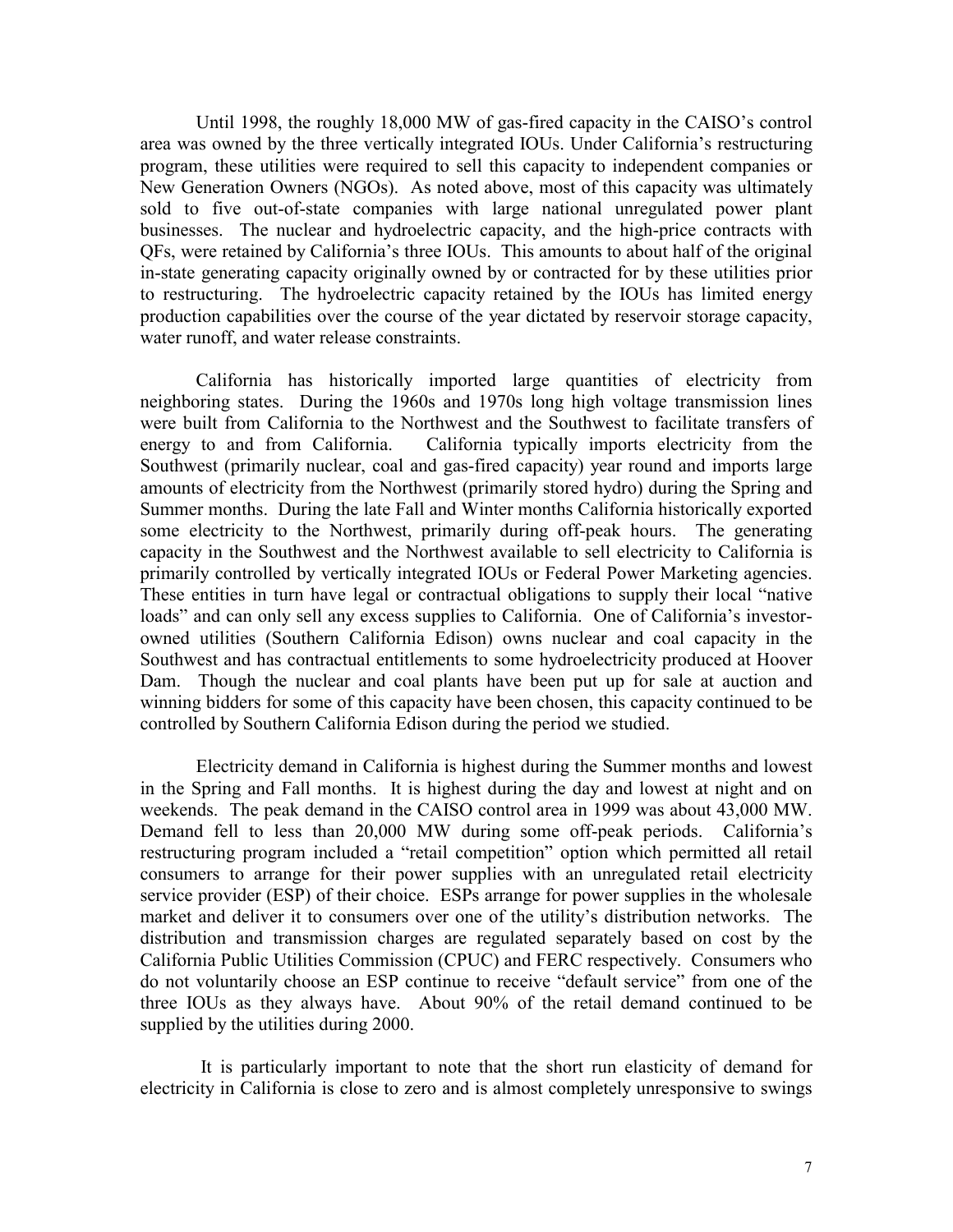Until 1998, the roughly 18,000 MW of gas-fired capacity in the CAISO's control area was owned by the three vertically integrated IOUs. Under California's restructuring program, these utilities were required to sell this capacity to independent companies or New Generation Owners (NGOs). As noted above, most of this capacity was ultimately sold to five out-of-state companies with large national unregulated power plant businesses. The nuclear and hydroelectric capacity, and the high-price contracts with QFs, were retained by California's three IOUs. This amounts to about half of the original in-state generating capacity originally owned by or contracted for by these utilities prior to restructuring. The hydroelectric capacity retained by the IOUs has limited energy production capabilities over the course of the year dictated by reservoir storage capacity, water runoff, and water release constraints.

California has historically imported large quantities of electricity from neighboring states. During the 1960s and 1970s long high voltage transmission lines were built from California to the Northwest and the Southwest to facilitate transfers of energy to and from California. California typically imports electricity from the Southwest (primarily nuclear, coal and gas-fired capacity) year round and imports large amounts of electricity from the Northwest (primarily stored hydro) during the Spring and Summer months. During the late Fall and Winter months California historically exported some electricity to the Northwest, primarily during off-peak hours. The generating capacity in the Southwest and the Northwest available to sell electricity to California is primarily controlled by vertically integrated IOUs or Federal Power Marketing agencies. These entities in turn have legal or contractual obligations to supply their local "native loads" and can only sell any excess supplies to California. One of California's investor-owned utilities (Southern California Edison) owns nuclear and coal capacity in the Southwest and has contractual entitlements to some hydroelectricity produced at Hoover Dam. Though the nuclear and coal plants have been put up for sale at auction and winning bidders for some of this capacity have been chosen, this capacity continued to be controlled by Southern California Edison during the period we studied.

Electricity demand in California is highest during the Summer months and lowest in the Spring and Fall months. It is highest during the day and lowest at night and on weekends. The peak demand in the CAISO control area in 1999 was about 43,000 MW. Demand fell to less than 20,000 MW during some off-peak periods. California's restructuring program included a "retail competition" option which permitted all retail consumers to arrange for their power supplies with an unregulated retail electricity service provider (ESP) of their choice. ESPs arrange for power supplies in the wholesale market and deliver it to consumers over one of the utility's distribution networks. The distribution and transmission charges are regulated separately based on cost by the California Public Utilities Commission (CPUC) and FERC respectively. Consumers who do not voluntarily choose an ESP continue to receive "default service" from one of the three IOUs as they always have. About 90% of the retail demand continued to be supplied by the utilities during 2000.

It is particularly important to note that the short run elasticity of demand for electricity in California is close to zero and is almost completely unresponsive to swings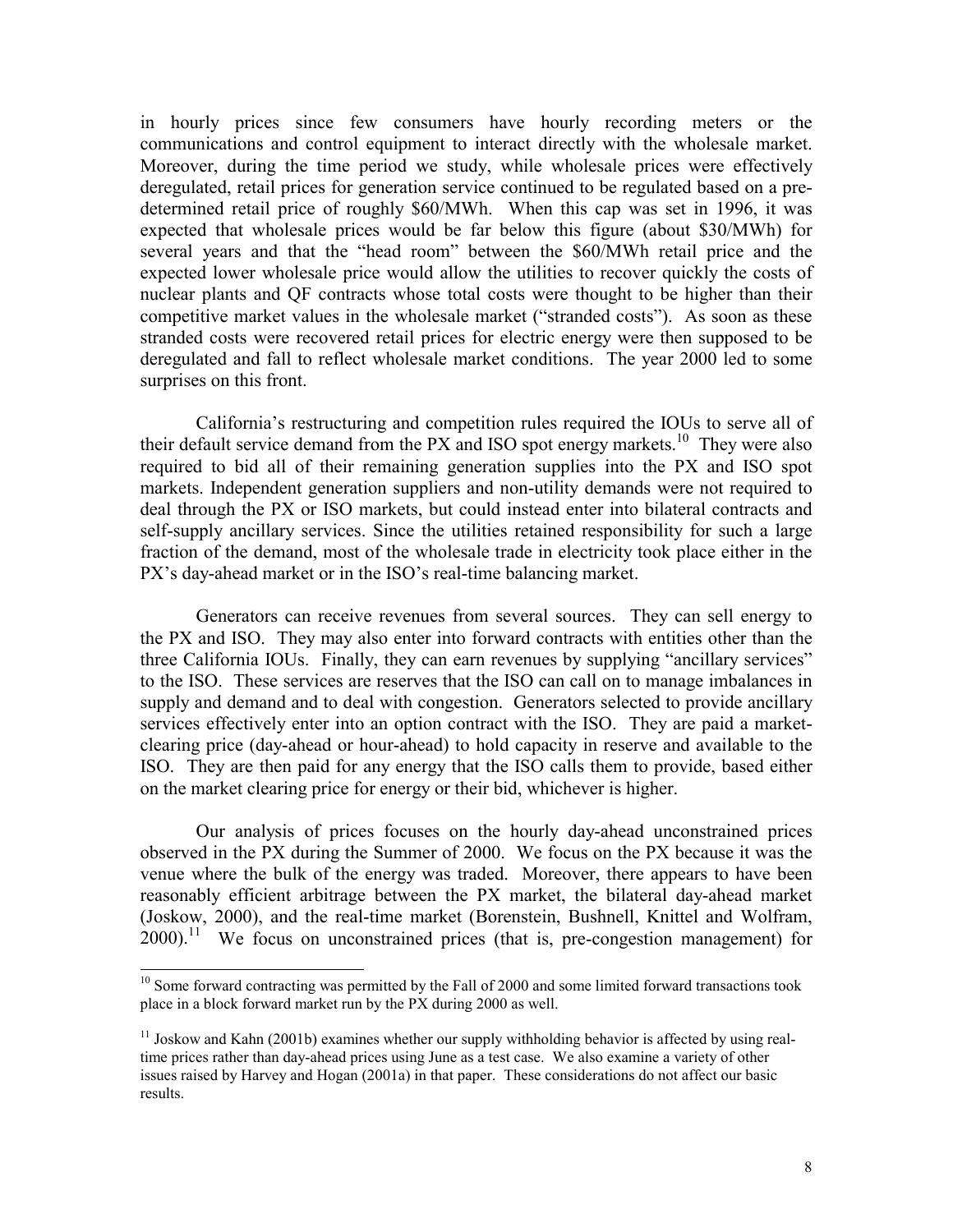in hourly prices since few consumers have hourly recording meters or the communications and control equipment to interact directly with the wholesale market. Moreover, during the time period we study, while wholesale prices were effectively deregulated, retail prices for generation service continued to be regulated based on a pre-determined retail price of roughly $60/MWh. When this cap was set in 1996, it was expected that wholesale prices would be far below this figure (about $30/MWh) for several years and that the "head room" between the $60/MWh retail price and the expected lower wholesale price would allow the utilities to recover quickly the costs of nuclear plants and QF contracts whose total costs were thought to be higher than their competitive market values in the wholesale market ("stranded costs"). As soon as these stranded costs were recovered retail prices for electric energy were then supposed to be deregulated and fall to reflect wholesale market conditions. The year 2000 led to some surprises on this front.

California's restructuring and competition rules required the IOUs to serve all of their default service demand from the PX and ISO spot energy markets.[10] They were also required to bid all of their remaining generation supplies into the PX and ISO spot markets. Independent generation suppliers and non-utility demands were not required to deal through the PX or ISO markets, but could instead enter into bilateral contracts and self-supply ancillary services. Since the utilities retained responsibility for such a large fraction of the demand, most of the wholesale trade in electricity took place either in the PX's day-ahead market or in the ISO's real-time balancing market.

Generators can receive revenues from several sources. They can sell energy to the PX and ISO. They may also enter into forward contracts with entities other than the three California IOUs. Finally, they can earn revenues by supplying "ancillary services" to the ISO. These services are reserves that the ISO can call on to manage imbalances in supply and demand and to deal with congestion. Generators selected to provide ancillary services effectively enter into an option contract with the ISO. They are paid a market-clearing price (day-ahead or hour-ahead) to hold capacity in reserve and available to the ISO. They are then paid for any energy that the ISO calls them to provide, based either on the market clearing price for energy or their bid, whichever is higher.

Our analysis of prices focuses on the hourly day-ahead unconstrained prices observed in the PX during the Summer of 2000. We focus on the PX because it was the venue where the bulk of the energy was traded. Moreover, there appears to have been reasonably efficient arbitrage between the PX market, the bilateral day-ahead market (Joskow, 2000), and the real-time market (Borenstein, Bushnell, Knittel and Wolfram, 2000).[11] We focus on unconstrained prices (that is, pre-congestion management) for

---

[10] Some forward contracting was permitted by the Fall of 2000 and some limited forward transactions took place in a block forward market run by the PX during 2000 as well.

[11] Joskow and Kahn (2001b) examines whether our supply withholding behavior is affected by using real-time prices rather than day-ahead prices using June as a test case. We also examine a variety of other issues raised by Harvey and Hogan (2001a) in that paper. These considerations do not affect our basic results.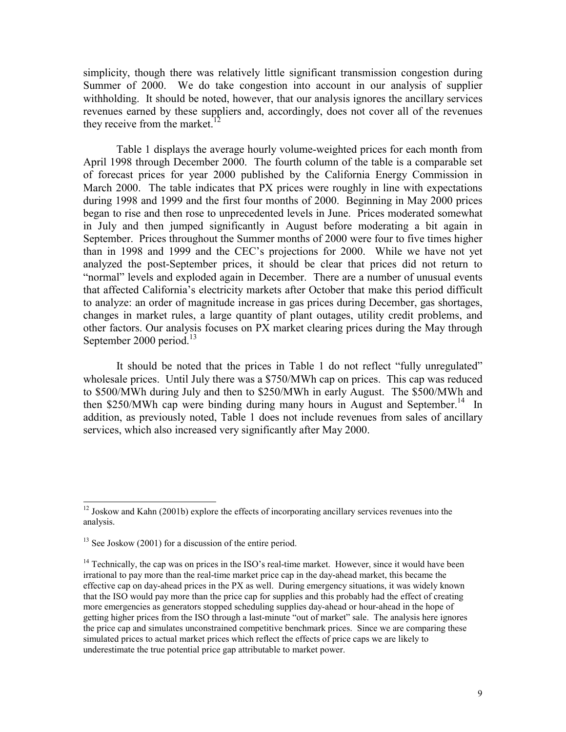simplicity, though there was relatively little significant transmission congestion during Summer of 2000. We do take congestion into account in our analysis of supplier withholding. It should be noted, however, that our analysis ignores the ancillary services revenues earned by these suppliers and, accordingly, does not cover all of the revenues they receive from the market.[12]

Table 1 displays the average hourly volume-weighted prices for each month from April 1998 through December 2000. The fourth column of the table is a comparable set of forecast prices for year 2000 published by the California Energy Commission in March 2000. The table indicates that PX prices were roughly in line with expectations during 1998 and 1999 and the first four months of 2000. Beginning in May 2000 prices began to rise and then rose to unprecedented levels in June. Prices moderated somewhat in July and then jumped significantly in August before moderating a bit again in September. Prices throughout the Summer months of 2000 were four to five times higher than in 1998 and 1999 and the CEC's projections for 2000. While we have not yet analyzed the post-September prices, it should be clear that prices did not return to "normal" levels and exploded again in December. There are a number of unusual events that affected California's electricity markets after October that make this period difficult to analyze: an order of magnitude increase in gas prices during December, gas shortages, changes in market rules, a large quantity of plant outages, utility credit problems, and other factors. Our analysis focuses on PX market clearing prices during the May through September 2000 period.[13]

It should be noted that the prices in Table 1 do not reflect "fully unregulated" wholesale prices. Until July there was a \$750/MWh cap on prices. This cap was reduced to \$500/MWh during July and then to \$250/MWh in early August. The \$500/MWh and then \$250/MWh cap were binding during many hours in August and September.[14] In addition, as previously noted, Table 1 does not include revenues from sales of ancillary services, which also increased very significantly after May 2000.

---

[12] Joskow and Kahn (2001b) explore the effects of incorporating ancillary services revenues into the analysis.

[13] See Joskow (2001) for a discussion of the entire period.

[14] Technically, the cap was on prices in the ISO's real-time market. However, since it would have been irrational to pay more than the real-time market price cap in the day-ahead market, this became the effective cap on day-ahead prices in the PX as well. During emergency situations, it was widely known that the ISO would pay more than the price cap for supplies and this probably had the effect of creating more emergencies as generators stopped scheduling supplies day-ahead or hour-ahead in the hope of getting higher prices from the ISO through a last-minute "out of market" sale. The analysis here ignores the price cap and simulates unconstrained competitive benchmark prices. Since we are comparing these simulated prices to actual market prices which reflect the effects of price caps we are likely to underestimate the true potential price gap attributable to market power.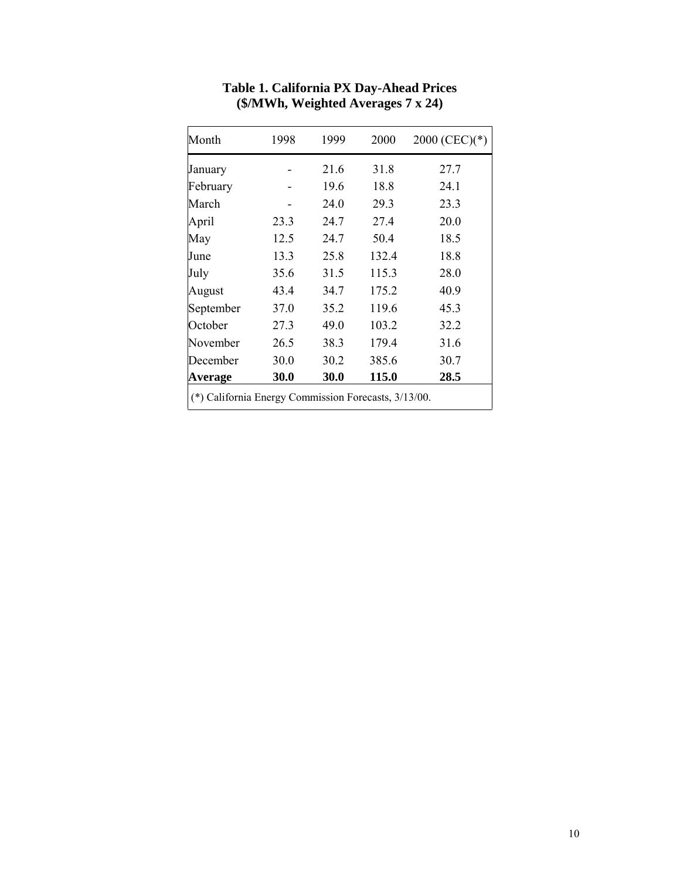**Table 1. California PX Day-Ahead Prices**
**($/MWh, Weighted Averages 7 x 24)**

| Month | 1998 | 1999 | 2000 | 2000 (CEC)(*) |
|---|---|---|---|---|
| January | - | 21.6 | 31.8 | 27.7 |
| February | - | 19.6 | 18.8 | 24.1 |
| March | - | 24.0 | 29.3 | 23.3 |
| April | 23.3 | 24.7 | 27.4 | 20.0 |
| May | 12.5 | 24.7 | 50.4 | 18.5 |
| June | 13.3 | 25.8 | 132.4 | 18.8 |
| July | 35.6 | 31.5 | 115.3 | 28.0 |
| August | 43.4 | 34.7 | 175.2 | 40.9 |
| September | 37.0 | 35.2 | 119.6 | 45.3 |
| October | 27.3 | 49.0 | 103.2 | 32.2 |
| November | 26.5 | 38.3 | 179.4 | 31.6 |
| December | 30.0 | 30.2 | 385.6 | 30.7 |
| **Average** | **30.0** | **30.0** | **115.0** | **28.5** |

(*) California Energy Commission Forecasts, 3/13/00.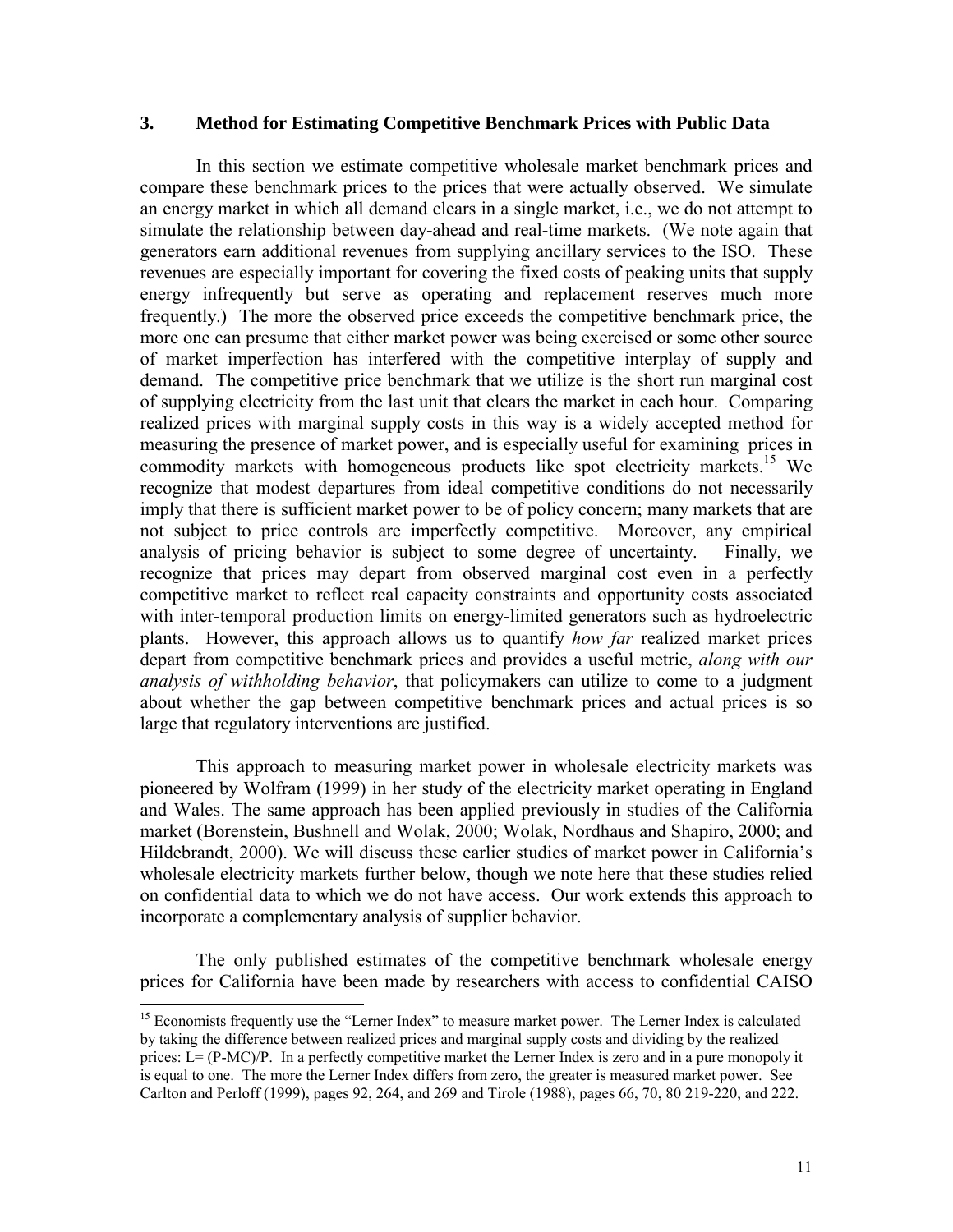### 3. Method for Estimating Competitive Benchmark Prices with Public Data

In this section we estimate competitive wholesale market benchmark prices and compare these benchmark prices to the prices that were actually observed. We simulate an energy market in which all demand clears in a single market, i.e., we do not attempt to simulate the relationship between day-ahead and real-time markets. (We note again that generators earn additional revenues from supplying ancillary services to the ISO. These revenues are especially important for covering the fixed costs of peaking units that supply energy infrequently but serve as operating and replacement reserves much more frequently.) The more the observed price exceeds the competitive benchmark price, the more one can presume that either market power was being exercised or some other source of market imperfection has interfered with the competitive interplay of supply and demand. The competitive price benchmark that we utilize is the short run marginal cost of supplying electricity from the last unit that clears the market in each hour. Comparing realized prices with marginal supply costs in this way is a widely accepted method for measuring the presence of market power, and is especially useful for examining prices in commodity markets with homogeneous products like spot electricity markets.[15] We recognize that modest departures from ideal competitive conditions do not necessarily imply that there is sufficient market power to be of policy concern; many markets that are not subject to price controls are imperfectly competitive. Moreover, any empirical analysis of pricing behavior is subject to some degree of uncertainty. Finally, we recognize that prices may depart from observed marginal cost even in a perfectly competitive market to reflect real capacity constraints and opportunity costs associated with inter-temporal production limits on energy-limited generators such as hydroelectric plants. However, this approach allows us to quantify *how far* realized market prices depart from competitive benchmark prices and provides a useful metric, *along with our analysis of withholding behavior*, that policymakers can utilize to come to a judgment about whether the gap between competitive benchmark prices and actual prices is so large that regulatory interventions are justified.

This approach to measuring market power in wholesale electricity markets was pioneered by Wolfram (1999) in her study of the electricity market operating in England and Wales. The same approach has been applied previously in studies of the California market (Borenstein, Bushnell and Wolak, 2000; Wolak, Nordhaus and Shapiro, 2000; and Hildebrandt, 2000). We will discuss these earlier studies of market power in California's wholesale electricity markets further below, though we note here that these studies relied on confidential data to which we do not have access. Our work extends this approach to incorporate a complementary analysis of supplier behavior.

The only published estimates of the competitive benchmark wholesale energy prices for California have been made by researchers with access to confidential CAISO

---

[15] Economists frequently use the "Lerner Index" to measure market power. The Lerner Index is calculated by taking the difference between realized prices and marginal supply costs and dividing by the realized prices: $L = (P-MC)/P$. In a perfectly competitive market the Lerner Index is zero and in a pure monopoly it is equal to one. The more the Lerner Index differs from zero, the greater is measured market power. See Carlton and Perloff (1999), pages 92, 264, and 269 and Tirole (1988), pages 66, 70, 80 219-220, and 222.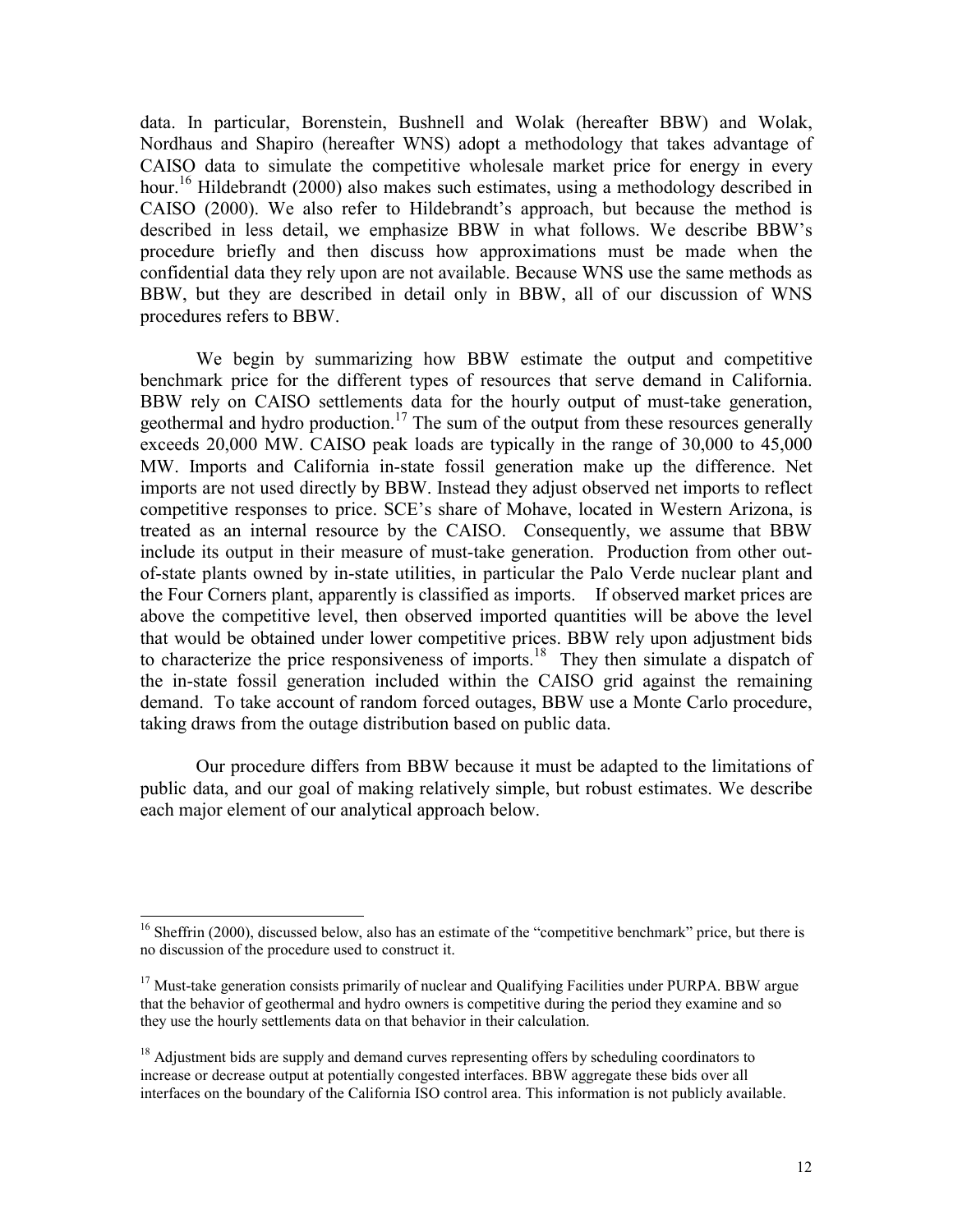data. In particular, Borenstein, Bushnell and Wolak (hereafter BBW) and Wolak, Nordhaus and Shapiro (hereafter WNS) adopt a methodology that takes advantage of CAISO data to simulate the competitive wholesale market price for energy in every hour.[16] Hildebrandt (2000) also makes such estimates, using a methodology described in CAISO (2000). We also refer to Hildebrandt's approach, but because the method is described in less detail, we emphasize BBW in what follows. We describe BBW's procedure briefly and then discuss how approximations must be made when the confidential data they rely upon are not available. Because WNS use the same methods as BBW, but they are described in detail only in BBW, all of our discussion of WNS procedures refers to BBW.

We begin by summarizing how BBW estimate the output and competitive benchmark price for the different types of resources that serve demand in California. BBW rely on CAISO settlements data for the hourly output of must-take generation, geothermal and hydro production.[17] The sum of the output from these resources generally exceeds 20,000 MW. CAISO peak loads are typically in the range of 30,000 to 45,000 MW. Imports and California in-state fossil generation make up the difference. Net imports are not used directly by BBW. Instead they adjust observed net imports to reflect competitive responses to price. SCE's share of Mohave, located in Western Arizona, is treated as an internal resource by the CAISO. Consequently, we assume that BBW include its output in their measure of must-take generation. Production from other out-of-state plants owned by in-state utilities, in particular the Palo Verde nuclear plant and the Four Corners plant, apparently is classified as imports. If observed market prices are above the competitive level, then observed imported quantities will be above the level that would be obtained under lower competitive prices. BBW rely upon adjustment bids to characterize the price responsiveness of imports.[18] They then simulate a dispatch of the in-state fossil generation included within the CAISO grid against the remaining demand. To take account of random forced outages, BBW use a Monte Carlo procedure, taking draws from the outage distribution based on public data.

Our procedure differs from BBW because it must be adapted to the limitations of public data, and our goal of making relatively simple, but robust estimates. We describe each major element of our analytical approach below.

---

[16] Sheffrin (2000), discussed below, also has an estimate of the "competitive benchmark" price, but there is no discussion of the procedure used to construct it.

[17] Must-take generation consists primarily of nuclear and Qualifying Facilities under PURPA. BBW argue that the behavior of geothermal and hydro owners is competitive during the period they examine and so they use the hourly settlements data on that behavior in their calculation.

[18] Adjustment bids are supply and demand curves representing offers by scheduling coordinators to increase or decrease output at potentially congested interfaces. BBW aggregate these bids over all interfaces on the boundary of the California ISO control area. This information is not publicly available.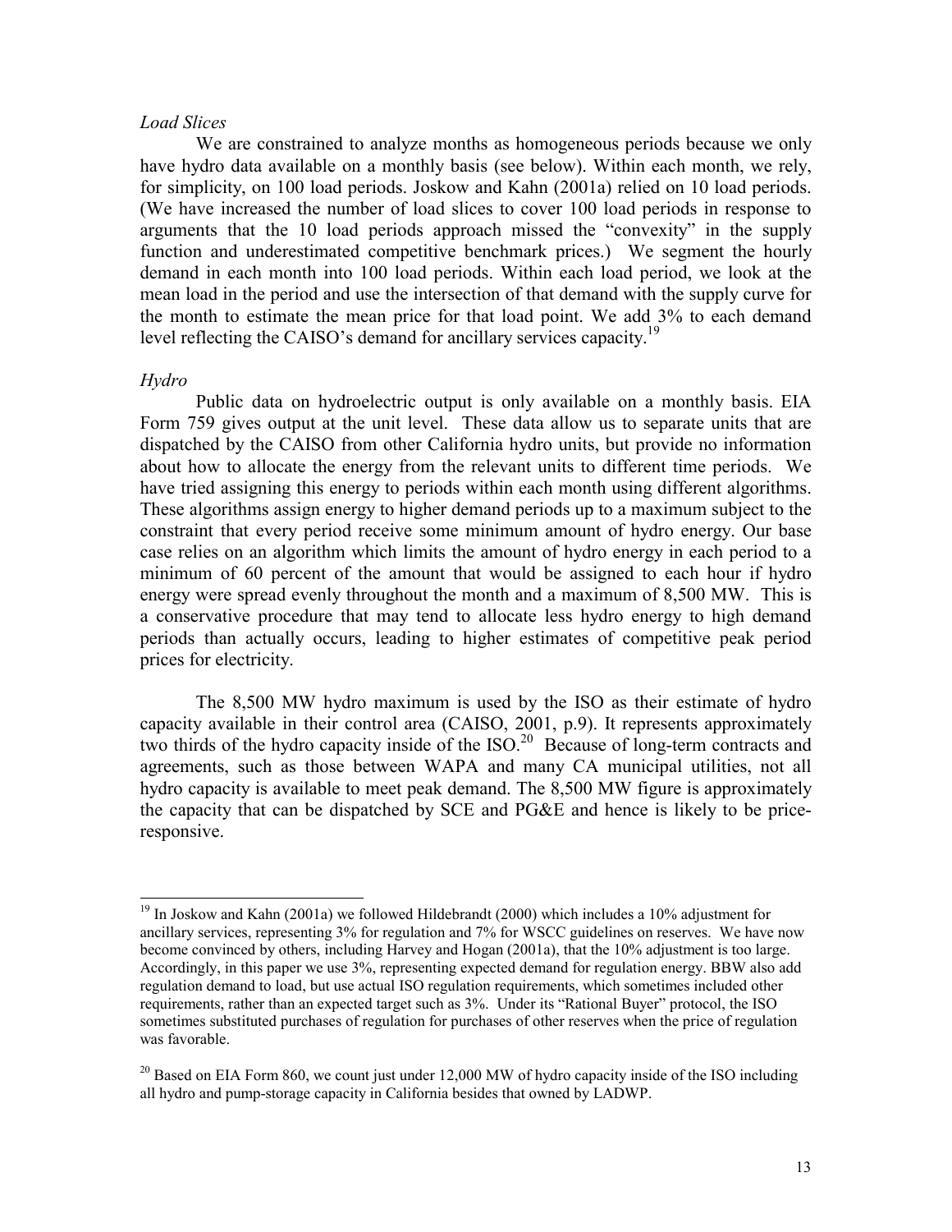*Load Slices*

We are constrained to analyze months as homogeneous periods because we only have hydro data available on a monthly basis (see below). Within each month, we rely, for simplicity, on 100 load periods. Joskow and Kahn (2001a) relied on 10 load periods. (We have increased the number of load slices to cover 100 load periods in response to arguments that the 10 load periods approach missed the "convexity" in the supply function and underestimated competitive benchmark prices.) We segment the hourly demand in each month into 100 load periods. Within each load period, we look at the mean load in the period and use the intersection of that demand with the supply curve for the month to estimate the mean price for that load point. We add 3% to each demand level reflecting the CAISO's demand for ancillary services capacity.[19]

*Hydro*

Public data on hydroelectric output is only available on a monthly basis. EIA Form 759 gives output at the unit level. These data allow us to separate units that are dispatched by the CAISO from other California hydro units, but provide no information about how to allocate the energy from the relevant units to different time periods. We have tried assigning this energy to periods within each month using different algorithms. These algorithms assign energy to higher demand periods up to a maximum subject to the constraint that every period receive some minimum amount of hydro energy. Our base case relies on an algorithm which limits the amount of hydro energy in each period to a minimum of 60 percent of the amount that would be assigned to each hour if hydro energy were spread evenly throughout the month and a maximum of 8,500 MW. This is a conservative procedure that may tend to allocate less hydro energy to high demand periods than actually occurs, leading to higher estimates of competitive peak period prices for electricity.

The 8,500 MW hydro maximum is used by the ISO as their estimate of hydro capacity available in their control area (CAISO, 2001, p.9). It represents approximately two thirds of the hydro capacity inside of the ISO.[20] Because of long-term contracts and agreements, such as those between WAPA and many CA municipal utilities, not all hydro capacity is available to meet peak demand. The 8,500 MW figure is approximately the capacity that can be dispatched by SCE and PG&E and hence is likely to be price-responsive.

[19] In Joskow and Kahn (2001a) we followed Hildebrandt (2000) which includes a 10% adjustment for ancillary services, representing 3% for regulation and 7% for WSCC guidelines on reserves. We have now become convinced by others, including Harvey and Hogan (2001a), that the 10% adjustment is too large. Accordingly, in this paper we use 3%, representing expected demand for regulation energy. BBW also add regulation demand to load, but use actual ISO regulation requirements, which sometimes included other requirements, rather than an expected target such as 3%. Under its "Rational Buyer" protocol, the ISO sometimes substituted purchases of regulation for purchases of other reserves when the price of regulation was favorable.

[20] Based on EIA Form 860, we count just under 12,000 MW of hydro capacity inside of the ISO including all hydro and pump-storage capacity in California besides that owned by LADWP.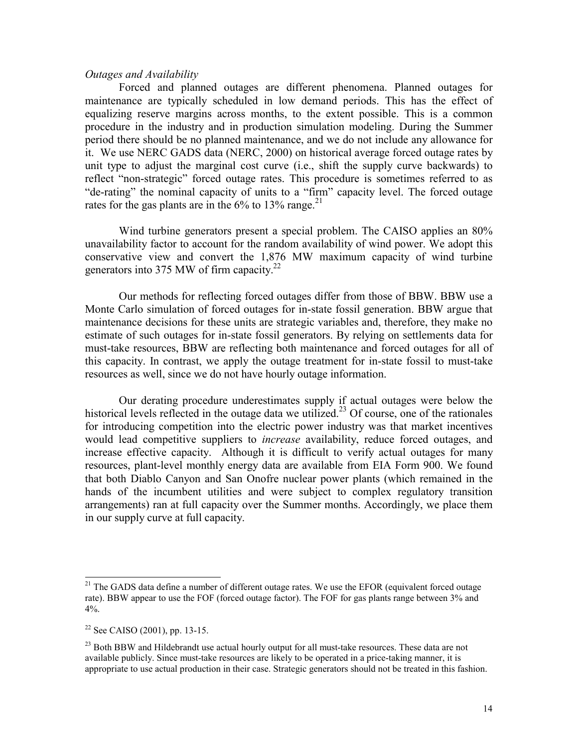*Outages and Availability*

Forced and planned outages are different phenomena. Planned outages for maintenance are typically scheduled in low demand periods. This has the effect of equalizing reserve margins across months, to the extent possible. This is a common procedure in the industry and in production simulation modeling. During the Summer period there should be no planned maintenance, and we do not include any allowance for it. We use NERC GADS data (NERC, 2000) on historical average forced outage rates by unit type to adjust the marginal cost curve (i.e., shift the supply curve backwards) to reflect "non-strategic" forced outage rates. This procedure is sometimes referred to as "de-rating" the nominal capacity of units to a "firm" capacity level. The forced outage rates for the gas plants are in the 6% to 13% range.[21]

Wind turbine generators present a special problem. The CAISO applies an 80% unavailability factor to account for the random availability of wind power. We adopt this conservative view and convert the 1,876 MW maximum capacity of wind turbine generators into 375 MW of firm capacity.[22]

Our methods for reflecting forced outages differ from those of BBW. BBW use a Monte Carlo simulation of forced outages for in-state fossil generation. BBW argue that maintenance decisions for these units are strategic variables and, therefore, they make no estimate of such outages for in-state fossil generators. By relying on settlements data for must-take resources, BBW are reflecting both maintenance and forced outages for all of this capacity. In contrast, we apply the outage treatment for in-state fossil to must-take resources as well, since we do not have hourly outage information.

Our derating procedure underestimates supply if actual outages were below the historical levels reflected in the outage data we utilized.[23] Of course, one of the rationales for introducing competition into the electric power industry was that market incentives would lead competitive suppliers to *increase* availability, reduce forced outages, and increase effective capacity. Although it is difficult to verify actual outages for many resources, plant-level monthly energy data are available from EIA Form 900. We found that both Diablo Canyon and San Onofre nuclear power plants (which remained in the hands of the incumbent utilities and were subject to complex regulatory transition arrangements) ran at full capacity over the Summer months. Accordingly, we place them in our supply curve at full capacity.

---

[21] The GADS data define a number of different outage rates. We use the EFOR (equivalent forced outage rate). BBW appear to use the FOF (forced outage factor). The FOF for gas plants range between 3% and 4%.

[22] See CAISO (2001), pp. 13-15.

[23] Both BBW and Hildebrandt use actual hourly output for all must-take resources. These data are not available publicly. Since must-take resources are likely to be operated in a price-taking manner, it is appropriate to use actual production in their case. Strategic generators should not be treated in this fashion.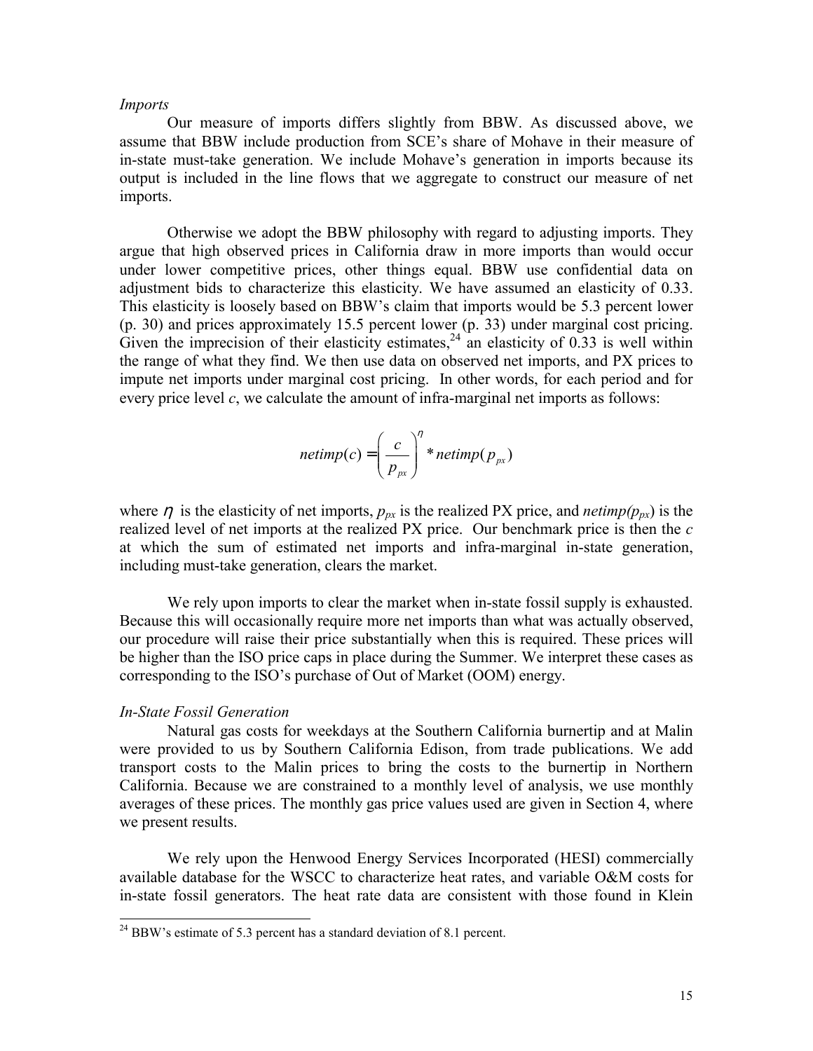*Imports*

Our measure of imports differs slightly from BBW. As discussed above, we assume that BBW include production from SCE's share of Mohave in their measure of in-state must-take generation. We include Mohave's generation in imports because its output is included in the line flows that we aggregate to construct our measure of net imports.

Otherwise we adopt the BBW philosophy with regard to adjusting imports. They argue that high observed prices in California draw in more imports than would occur under lower competitive prices, other things equal. BBW use confidential data on adjustment bids to characterize this elasticity. We have assumed an elasticity of 0.33. This elasticity is loosely based on BBW's claim that imports would be 5.3 percent lower (p. 30) and prices approximately 15.5 percent lower (p. 33) under marginal cost pricing. Given the imprecision of their elasticity estimates,[24] an elasticity of 0.33 is well within the range of what they find. We then use data on observed net imports, and PX prices to impute net imports under marginal cost pricing. In other words, for each period and for every price level *c*, we calculate the amount of infra-marginal net imports as follows:

$$netimp(c) = \left(\frac{c}{p_{px}}\right)^{\eta} * netimp(p_{px})$$

where $\eta$ is the elasticity of net imports, $p_{px}$ is the realized PX price, and $netimp(p_{px})$ is the realized level of net imports at the realized PX price. Our benchmark price is then the *c* at which the sum of estimated net imports and infra-marginal in-state generation, including must-take generation, clears the market.

We rely upon imports to clear the market when in-state fossil supply is exhausted. Because this will occasionally require more net imports than what was actually observed, our procedure will raise their price substantially when this is required. These prices will be higher than the ISO price caps in place during the Summer. We interpret these cases as corresponding to the ISO's purchase of Out of Market (OOM) energy.

*In-State Fossil Generation*

Natural gas costs for weekdays at the Southern California burnertip and at Malin were provided to us by Southern California Edison, from trade publications. We add transport costs to the Malin prices to bring the costs to the burnertip in Northern California. Because we are constrained to a monthly level of analysis, we use monthly averages of these prices. The monthly gas price values used are given in Section 4, where we present results.

We rely upon the Henwood Energy Services Incorporated (HESI) commercially available database for the WSCC to characterize heat rates, and variable O&M costs for in-state fossil generators. The heat rate data are consistent with those found in Klein

[24] BBW's estimate of 5.3 percent has a standard deviation of 8.1 percent.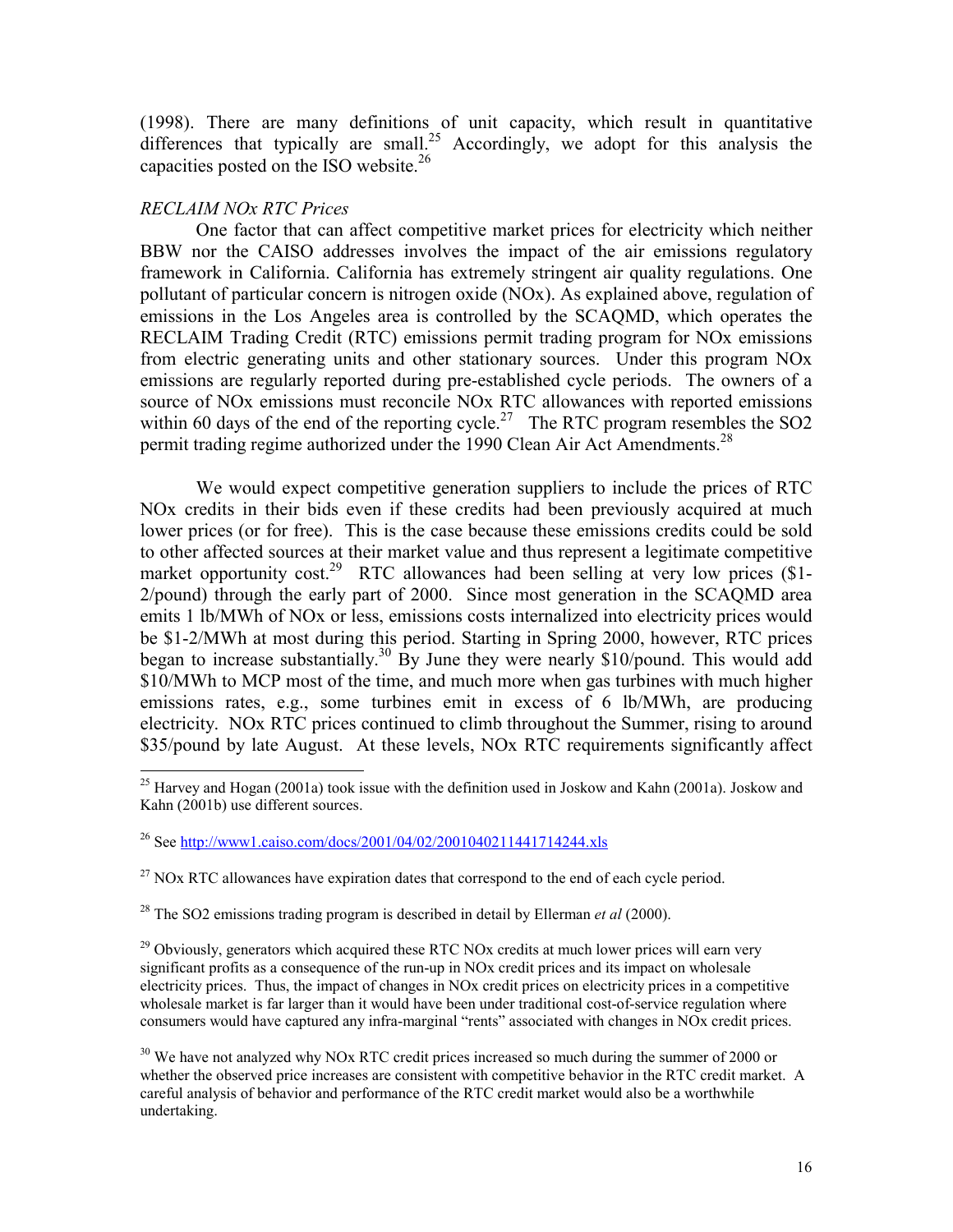(1998). There are many definitions of unit capacity, which result in quantitative differences that typically are small.[25] Accordingly, we adopt for this analysis the capacities posted on the ISO website.[26]

*RECLAIM NOx RTC Prices*

One factor that can affect competitive market prices for electricity which neither BBW nor the CAISO addresses involves the impact of the air emissions regulatory framework in California. California has extremely stringent air quality regulations. One pollutant of particular concern is nitrogen oxide (NOx). As explained above, regulation of emissions in the Los Angeles area is controlled by the SCAQMD, which operates the RECLAIM Trading Credit (RTC) emissions permit trading program for NOx emissions from electric generating units and other stationary sources. Under this program NOx emissions are regularly reported during pre-established cycle periods. The owners of a source of NOx emissions must reconcile NOx RTC allowances with reported emissions within 60 days of the end of the reporting cycle.[27] The RTC program resembles the SO2 permit trading regime authorized under the 1990 Clean Air Act Amendments.[28]

We would expect competitive generation suppliers to include the prices of RTC NOx credits in their bids even if these credits had been previously acquired at much lower prices (or for free). This is the case because these emissions credits could be sold to other affected sources at their market value and thus represent a legitimate competitive market opportunity cost.[29] RTC allowances had been selling at very low prices ($1-2/pound) through the early part of 2000. Since most generation in the SCAQMD area emits 1 lb/MWh of NOx or less, emissions costs internalized into electricity prices would be $1-2/MWh at most during this period. Starting in Spring 2000, however, RTC prices began to increase substantially.[30] By June they were nearly $10/pound. This would add $10/MWh to MCP most of the time, and much more when gas turbines with much higher emissions rates, e.g., some turbines emit in excess of 6 lb/MWh, are producing electricity. NOx RTC prices continued to climb throughout the Summer, rising to around $35/pound by late August. At these levels, NOx RTC requirements significantly affect

---

[25] Harvey and Hogan (2001a) took issue with the definition used in Joskow and Kahn (2001a). Joskow and Kahn (2001b) use different sources.

[26] See http://www1.caiso.com/docs/2001/04/02/2001040211441714244.xls

[27] NOx RTC allowances have expiration dates that correspond to the end of each cycle period.

[28] The SO2 emissions trading program is described in detail by Ellerman *et al* (2000).

[29] Obviously, generators which acquired these RTC NOx credits at much lower prices will earn very significant profits as a consequence of the run-up in NOx credit prices and its impact on wholesale electricity prices. Thus, the impact of changes in NOx credit prices on electricity prices in a competitive wholesale market is far larger than it would have been under traditional cost-of-service regulation where consumers would have captured any infra-marginal "rents" associated with changes in NOx credit prices.

[30] We have not analyzed why NOx RTC credit prices increased so much during the summer of 2000 or whether the observed price increases are consistent with competitive behavior in the RTC credit market. A careful analysis of behavior and performance of the RTC credit market would also be a worthwhile undertaking.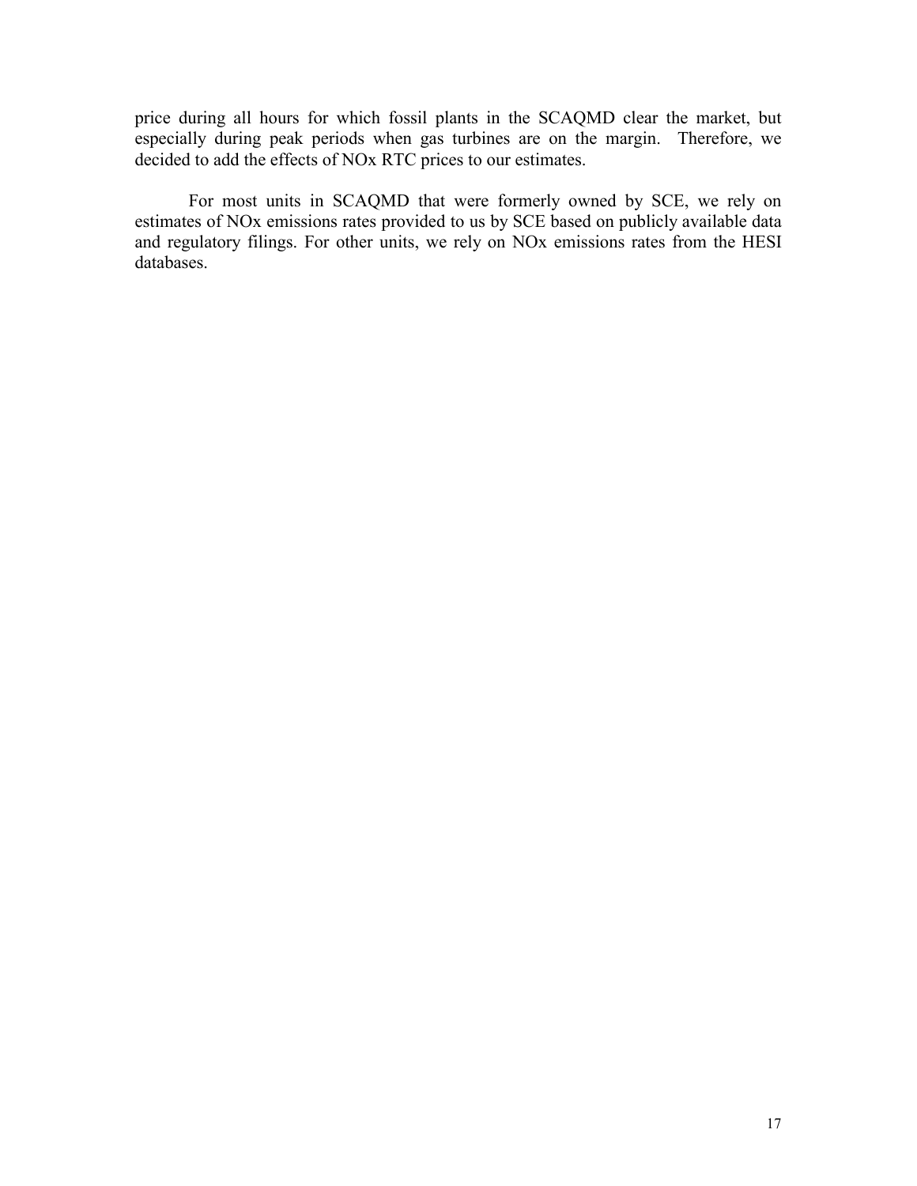price during all hours for which fossil plants in the SCAQMD clear the market, but especially during peak periods when gas turbines are on the margin. Therefore, we decided to add the effects of NOx RTC prices to our estimates.

For most units in SCAQMD that were formerly owned by SCE, we rely on estimates of NOx emissions rates provided to us by SCE based on publicly available data and regulatory filings. For other units, we rely on NOx emissions rates from the HESI databases.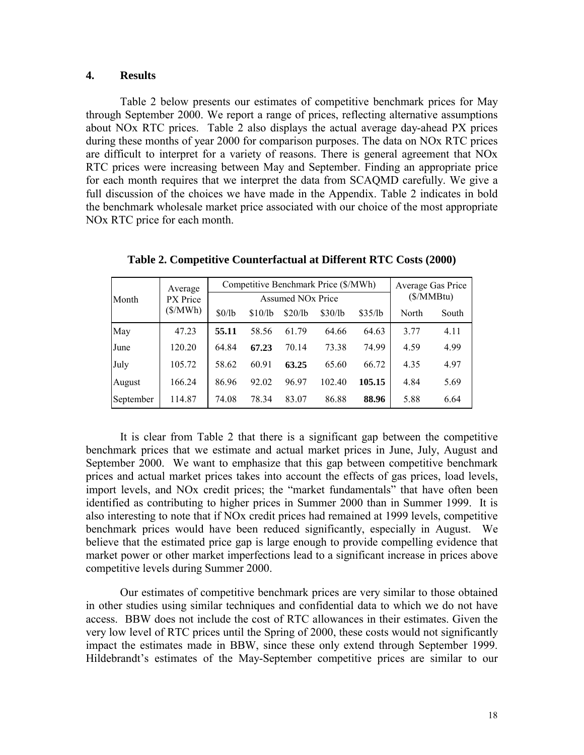## 4. Results

Table 2 below presents our estimates of competitive benchmark prices for May through September 2000. We report a range of prices, reflecting alternative assumptions about NOx RTC prices. Table 2 also displays the actual average day-ahead PX prices during these months of year 2000 for comparison purposes. The data on NOx RTC prices are difficult to interpret for a variety of reasons. There is general agreement that NOx RTC prices were increasing between May and September. Finding an appropriate price for each month requires that we interpret the data from SCAQMD carefully. We give a full discussion of the choices we have made in the Appendix. Table 2 indicates in bold the benchmark wholesale market price associated with our choice of the most appropriate NOx RTC price for each month.

**Table 2. Competitive Counterfactual at Different RTC Costs (2000)**

| Month | Average PX Price ($/MWh) | Competitive Benchmark Price ($/MWh) Assumed NOx Price | | | | | Average Gas Price ($/MMBtu) | |
|---|---|---|---|---|---|---|---|---|
| | | $0/lb | $10/lb | $20/lb | $30/lb | $35/lb | North | South |
| May | 47.23 | **55.11** | 58.56 | 61.79 | 64.66 | 64.63 | 3.77 | 4.11 |
| June | 120.20 | 64.84 | **67.23** | 70.14 | 73.38 | 74.99 | 4.59 | 4.99 |
| July | 105.72 | 58.62 | 60.91 | **63.25** | 65.60 | 66.72 | 4.35 | 4.97 |
| August | 166.24 | 86.96 | 92.02 | 96.97 | 102.40 | **105.15** | 4.84 | 5.69 |
| September | 114.87 | 74.08 | 78.34 | 83.07 | 86.88 | **88.96** | 5.88 | 6.64 |

It is clear from Table 2 that there is a significant gap between the competitive benchmark prices that we estimate and actual market prices in June, July, August and September 2000. We want to emphasize that this gap between competitive benchmark prices and actual market prices takes into account the effects of gas prices, load levels, import levels, and NOx credit prices; the "market fundamentals" that have often been identified as contributing to higher prices in Summer 2000 than in Summer 1999. It is also interesting to note that if NOx credit prices had remained at 1999 levels, competitive benchmark prices would have been reduced significantly, especially in August. We believe that the estimated price gap is large enough to provide compelling evidence that market power or other market imperfections lead to a significant increase in prices above competitive levels during Summer 2000.

Our estimates of competitive benchmark prices are very similar to those obtained in other studies using similar techniques and confidential data to which we do not have access. BBW does not include the cost of RTC allowances in their estimates. Given the very low level of RTC prices until the Spring of 2000, these costs would not significantly impact the estimates made in BBW, since these only extend through September 1999. Hildebrandt's estimates of the May-September competitive prices are similar to our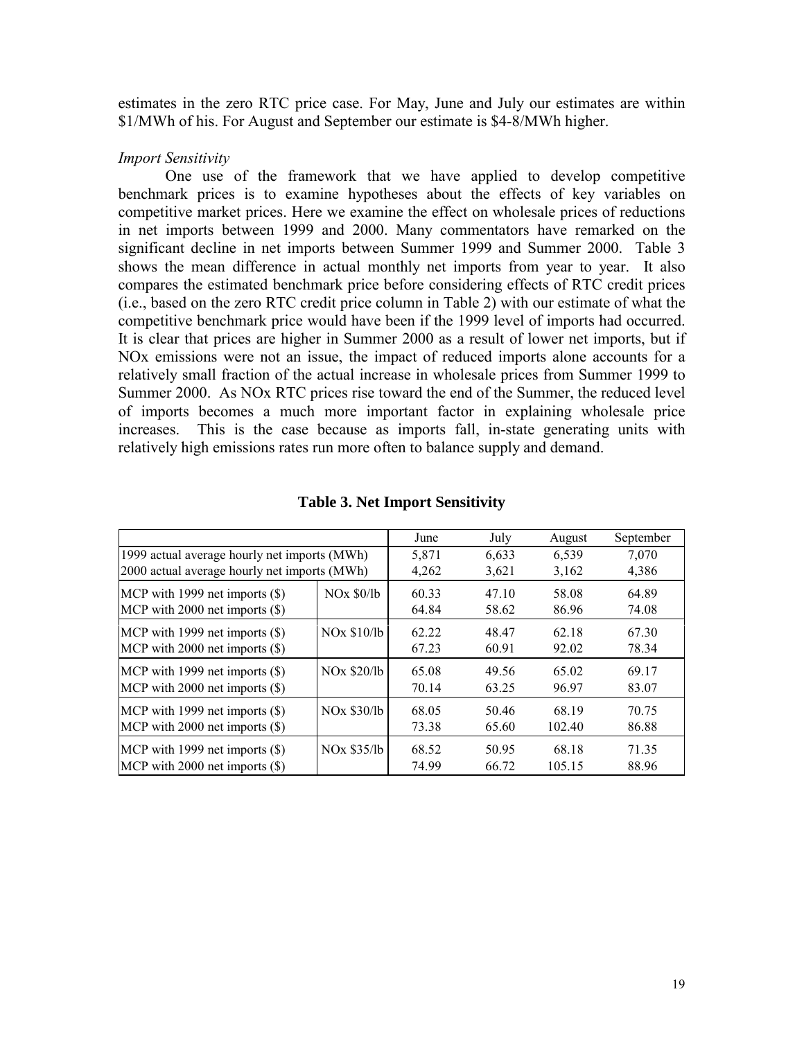estimates in the zero RTC price case. For May, June and July our estimates are within \$1/MWh of his. For August and September our estimate is \$4-8/MWh higher.

*Import Sensitivity*

One use of the framework that we have applied to develop competitive benchmark prices is to examine hypotheses about the effects of key variables on competitive market prices. Here we examine the effect on wholesale prices of reductions in net imports between 1999 and 2000. Many commentators have remarked on the significant decline in net imports between Summer 1999 and Summer 2000. Table 3 shows the mean difference in actual monthly net imports from year to year. It also compares the estimated benchmark price before considering effects of RTC credit prices (i.e., based on the zero RTC credit price column in Table 2) with our estimate of what the competitive benchmark price would have been if the 1999 level of imports had occurred. It is clear that prices are higher in Summer 2000 as a result of lower net imports, but if NOx emissions were not an issue, the impact of reduced imports alone accounts for a relatively small fraction of the actual increase in wholesale prices from Summer 1999 to Summer 2000. As NOx RTC prices rise toward the end of the Summer, the reduced level of imports becomes a much more important factor in explaining wholesale price increases. This is the case because as imports fall, in-state generating units with relatively high emissions rates run more often to balance supply and demand.

**Table 3. Net Import Sensitivity**

| | | June | July | August | September |
|---|---|---|---|---|---|
| 1999 actual average hourly net imports (MWh) | | 5,871 | 6,633 | 6,539 | 7,070 |
| 2000 actual average hourly net imports (MWh) | | 4,262 | 3,621 | 3,162 | 4,386 |
| MCP with 1999 net imports (\$) | NOx \$0/lb | 60.33 | 47.10 | 58.08 | 64.89 |
| MCP with 2000 net imports (\$) | | 64.84 | 58.62 | 86.96 | 74.08 |
| MCP with 1999 net imports (\$) | NOx \$10/lb | 62.22 | 48.47 | 62.18 | 67.30 |
| MCP with 2000 net imports (\$) | | 67.23 | 60.91 | 92.02 | 78.34 |
| MCP with 1999 net imports (\$) | NOx \$20/lb | 65.08 | 49.56 | 65.02 | 69.17 |
| MCP with 2000 net imports (\$) | | 70.14 | 63.25 | 96.97 | 83.07 |
| MCP with 1999 net imports (\$) | NOx \$30/lb | 68.05 | 50.46 | 68.19 | 70.75 |
| MCP with 2000 net imports (\$) | | 73.38 | 65.60 | 102.40 | 86.88 |
| MCP with 1999 net imports (\$) | NOx \$35/lb | 68.52 | 50.95 | 68.18 | 71.35 |
| MCP with 2000 net imports (\$) | | 74.99 | 66.72 | 105.15 | 88.96 |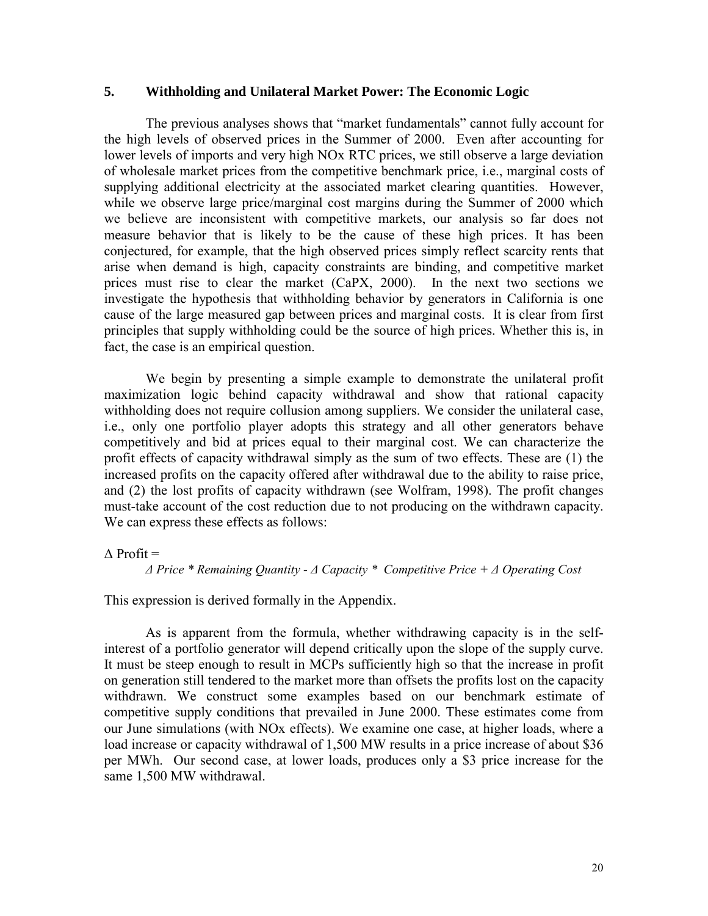## 5. Withholding and Unilateral Market Power: The Economic Logic

The previous analyses shows that "market fundamentals" cannot fully account for the high levels of observed prices in the Summer of 2000. Even after accounting for lower levels of imports and very high NOx RTC prices, we still observe a large deviation of wholesale market prices from the competitive benchmark price, i.e., marginal costs of supplying additional electricity at the associated market clearing quantities. However, while we observe large price/marginal cost margins during the Summer of 2000 which we believe are inconsistent with competitive markets, our analysis so far does not measure behavior that is likely to be the cause of these high prices. It has been conjectured, for example, that the high observed prices simply reflect scarcity rents that arise when demand is high, capacity constraints are binding, and competitive market prices must rise to clear the market (CaPX, 2000). In the next two sections we investigate the hypothesis that withholding behavior by generators in California is one cause of the large measured gap between prices and marginal costs. It is clear from first principles that supply withholding could be the source of high prices. Whether this is, in fact, the case is an empirical question.

We begin by presenting a simple example to demonstrate the unilateral profit maximization logic behind capacity withdrawal and show that rational capacity withholding does not require collusion among suppliers. We consider the unilateral case, i.e., only one portfolio player adopts this strategy and all other generators behave competitively and bid at prices equal to their marginal cost. We can characterize the profit effects of capacity withdrawal simply as the sum of two effects. These are (1) the increased profits on the capacity offered after withdrawal due to the ability to raise price, and (2) the lost profits of capacity withdrawn (see Wolfram, 1998). The profit changes must-take account of the cost reduction due to not producing on the withdrawn capacity. We can express these effects as follows:

$\Delta$ Profit =

$$\Delta \textit{ Price} * \textit{Remaining Quantity} - \Delta \textit{ Capacity} * \textit{Competitive Price} + \Delta \textit{ Operating Cost}$$

This expression is derived formally in the Appendix.

As is apparent from the formula, whether withdrawing capacity is in the self-interest of a portfolio generator will depend critically upon the slope of the supply curve. It must be steep enough to result in MCPs sufficiently high so that the increase in profit on generation still tendered to the market more than offsets the profits lost on the capacity withdrawn. We construct some examples based on our benchmark estimate of competitive supply conditions that prevailed in June 2000. These estimates come from our June simulations (with NOx effects). We examine one case, at higher loads, where a load increase or capacity withdrawal of 1,500 MW results in a price increase of about \$36 per MWh. Our second case, at lower loads, produces only a \$3 price increase for the same 1,500 MW withdrawal.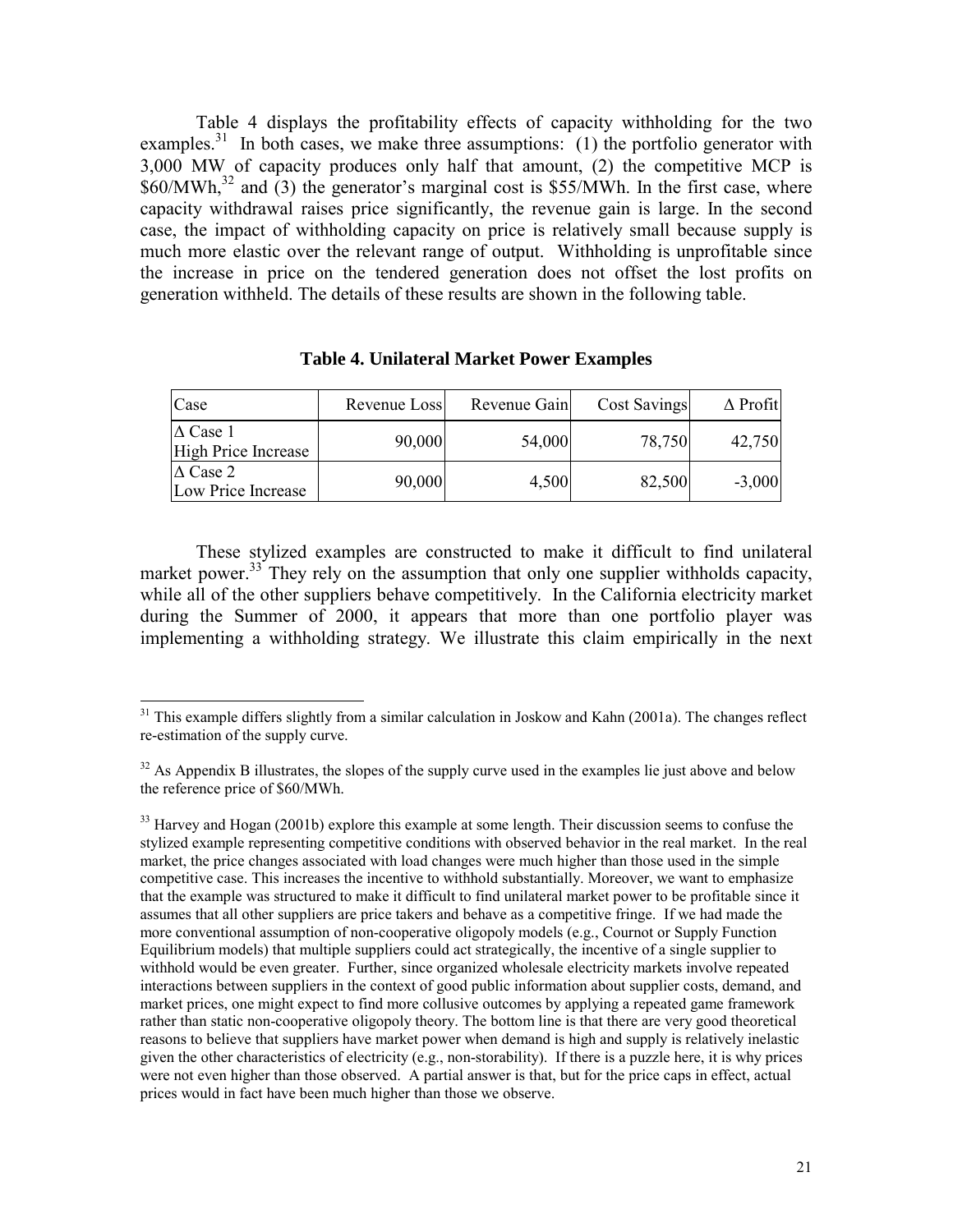Table 4 displays the profitability effects of capacity withholding for the two examples.[31] In both cases, we make three assumptions: (1) the portfolio generator with 3,000 MW of capacity produces only half that amount, (2) the competitive MCP is \$60/MWh,[32] and (3) the generator's marginal cost is \$55/MWh. In the first case, where capacity withdrawal raises price significantly, the revenue gain is large. In the second case, the impact of withholding capacity on price is relatively small because supply is much more elastic over the relevant range of output. Withholding is unprofitable since the increase in price on the tendered generation does not offset the lost profits on generation withheld. The details of these results are shown in the following table.

**Table 4. Unilateral Market Power Examples**

| Case | Revenue Loss | Revenue Gain | Cost Savings | Δ Profit |
|---|---|---|---|---|
| Δ Case 1 High Price Increase | 90,000 | 54,000 | 78,750 | 42,750 |
| Δ Case 2 Low Price Increase | 90,000 | 4,500 | 82,500 | -3,000 |

These stylized examples are constructed to make it difficult to find unilateral market power.[33] They rely on the assumption that only one supplier withholds capacity, while all of the other suppliers behave competitively. In the California electricity market during the Summer of 2000, it appears that more than one portfolio player was implementing a withholding strategy. We illustrate this claim empirically in the next

---

[31] This example differs slightly from a similar calculation in Joskow and Kahn (2001a). The changes reflect re-estimation of the supply curve.

[32] As Appendix B illustrates, the slopes of the supply curve used in the examples lie just above and below the reference price of \$60/MWh.

[33] Harvey and Hogan (2001b) explore this example at some length. Their discussion seems to confuse the stylized example representing competitive conditions with observed behavior in the real market. In the real market, the price changes associated with load changes were much higher than those used in the simple competitive case. This increases the incentive to withhold substantially. Moreover, we want to emphasize that the example was structured to make it difficult to find unilateral market power to be profitable since it assumes that all other suppliers are price takers and behave as a competitive fringe. If we had made the more conventional assumption of non-cooperative oligopoly models (e.g., Cournot or Supply Function Equilibrium models) that multiple suppliers could act strategically, the incentive of a single supplier to withhold would be even greater. Further, since organized wholesale electricity markets involve repeated interactions between suppliers in the context of good public information about supplier costs, demand, and market prices, one might expect to find more collusive outcomes by applying a repeated game framework rather than static non-cooperative oligopoly theory. The bottom line is that there are very good theoretical reasons to believe that suppliers have market power when demand is high and supply is relatively inelastic given the other characteristics of electricity (e.g., non-storability). If there is a puzzle here, it is why prices were not even higher than those observed. A partial answer is that, but for the price caps in effect, actual prices would in fact have been much higher than those we observe.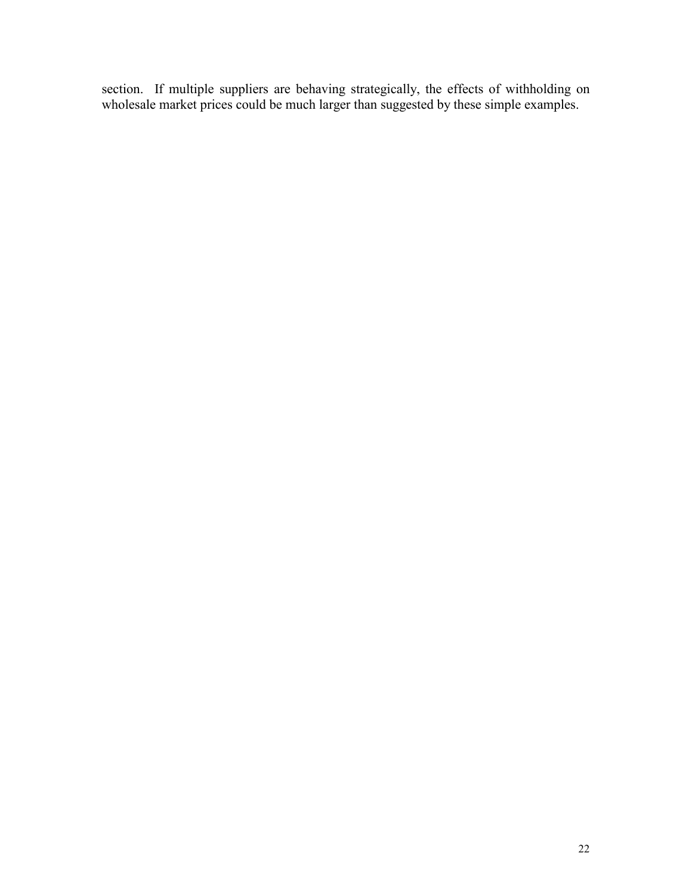section. If multiple suppliers are behaving strategically, the effects of withholding on wholesale market prices could be much larger than suggested by these simple examples.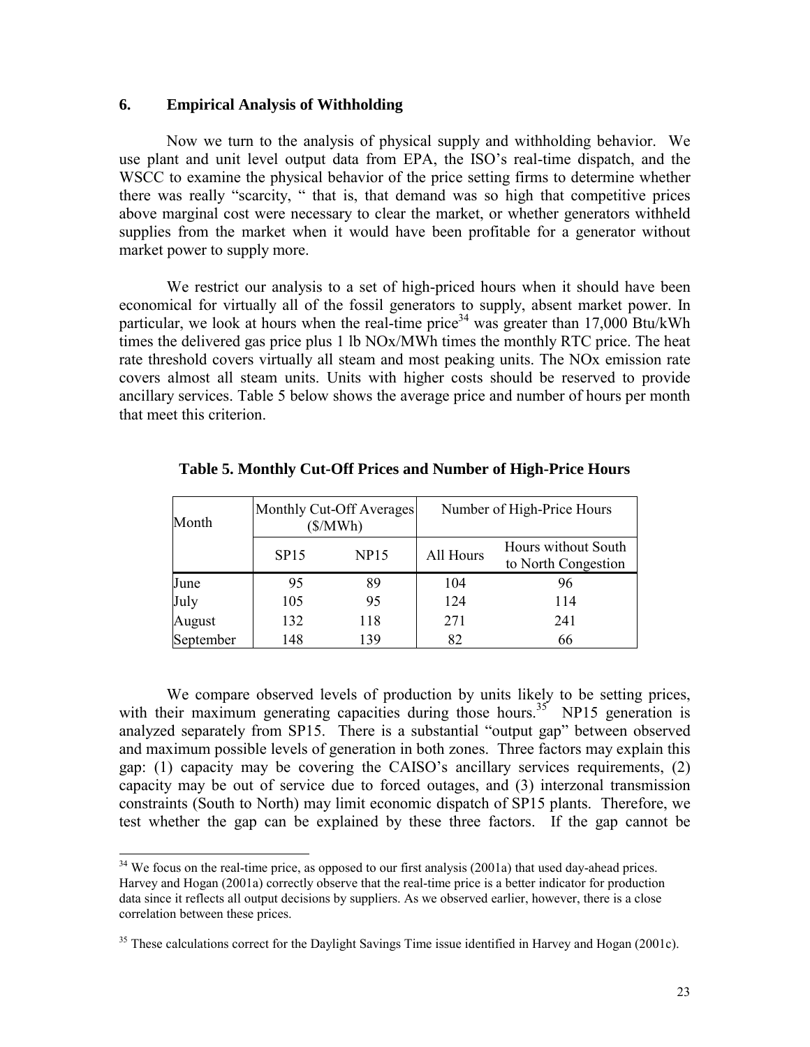## 6. Empirical Analysis of Withholding

Now we turn to the analysis of physical supply and withholding behavior. We use plant and unit level output data from EPA, the ISO's real-time dispatch, and the WSCC to examine the physical behavior of the price setting firms to determine whether there was really "scarcity, " that is, that demand was so high that competitive prices above marginal cost were necessary to clear the market, or whether generators withheld supplies from the market when it would have been profitable for a generator without market power to supply more.

We restrict our analysis to a set of high-priced hours when it should have been economical for virtually all of the fossil generators to supply, absent market power. In particular, we look at hours when the real-time price[34] was greater than 17,000 Btu/kWh times the delivered gas price plus 1 lb NOx/MWh times the monthly RTC price. The heat rate threshold covers virtually all steam and most peaking units. The NOx emission rate covers almost all steam units. Units with higher costs should be reserved to provide ancillary services. Table 5 below shows the average price and number of hours per month that meet this criterion.

**Table 5. Monthly Cut-Off Prices and Number of High-Price Hours**

| Month | Monthly Cut-Off Averages ($/MWh) | | Number of High-Price Hours | |
|---|---|---|---|---|
| | SP15 | NP15 | All Hours | Hours without South to North Congestion |
| June | 95 | 89 | 104 | 96 |
| July | 105 | 95 | 124 | 114 |
| August | 132 | 118 | 271 | 241 |
| September | 148 | 139 | 82 | 66 |

We compare observed levels of production by units likely to be setting prices, with their maximum generating capacities during those hours.[35] NP15 generation is analyzed separately from SP15. There is a substantial "output gap" between observed and maximum possible levels of generation in both zones. Three factors may explain this gap: (1) capacity may be covering the CAISO's ancillary services requirements, (2) capacity may be out of service due to forced outages, and (3) interzonal transmission constraints (South to North) may limit economic dispatch of SP15 plants. Therefore, we test whether the gap can be explained by these three factors. If the gap cannot be

---

[34] We focus on the real-time price, as opposed to our first analysis (2001a) that used day-ahead prices. Harvey and Hogan (2001a) correctly observe that the real-time price is a better indicator for production data since it reflects all output decisions by suppliers. As we observed earlier, however, there is a close correlation between these prices.

[35] These calculations correct for the Daylight Savings Time issue identified in Harvey and Hogan (2001c).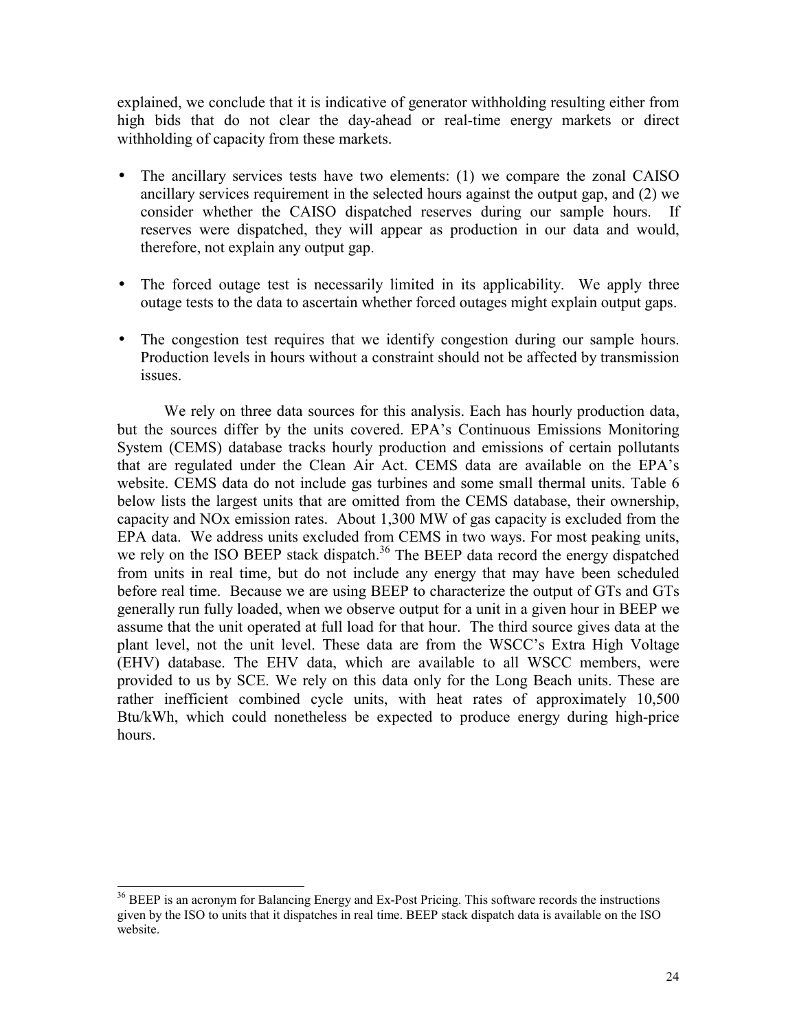explained, we conclude that it is indicative of generator withholding resulting either from high bids that do not clear the day-ahead or real-time energy markets or direct withholding of capacity from these markets.

- The ancillary services tests have two elements: (1) we compare the zonal CAISO ancillary services requirement in the selected hours against the output gap, and (2) we consider whether the CAISO dispatched reserves during our sample hours. If reserves were dispatched, they will appear as production in our data and would, therefore, not explain any output gap.

- The forced outage test is necessarily limited in its applicability. We apply three outage tests to the data to ascertain whether forced outages might explain output gaps.

- The congestion test requires that we identify congestion during our sample hours. Production levels in hours without a constraint should not be affected by transmission issues.

We rely on three data sources for this analysis. Each has hourly production data, but the sources differ by the units covered. EPA's Continuous Emissions Monitoring System (CEMS) database tracks hourly production and emissions of certain pollutants that are regulated under the Clean Air Act. CEMS data are available on the EPA's website. CEMS data do not include gas turbines and some small thermal units. Table 6 below lists the largest units that are omitted from the CEMS database, their ownership, capacity and NOx emission rates. About 1,300 MW of gas capacity is excluded from the EPA data. We address units excluded from CEMS in two ways. For most peaking units, we rely on the ISO BEEP stack dispatch.[36] The BEEP data record the energy dispatched from units in real time, but do not include any energy that may have been scheduled before real time. Because we are using BEEP to characterize the output of GTs and GTs generally run fully loaded, when we observe output for a unit in a given hour in BEEP we assume that the unit operated at full load for that hour. The third source gives data at the plant level, not the unit level. These data are from the WSCC's Extra High Voltage (EHV) database. The EHV data, which are available to all WSCC members, were provided to us by SCE. We rely on this data only for the Long Beach units. These are rather inefficient combined cycle units, with heat rates of approximately 10,500 Btu/kWh, which could nonetheless be expected to produce energy during high-price hours.

[36] BEEP is an acronym for Balancing Energy and Ex-Post Pricing. This software records the instructions given by the ISO to units that it dispatches in real time. BEEP stack dispatch data is available on the ISO website.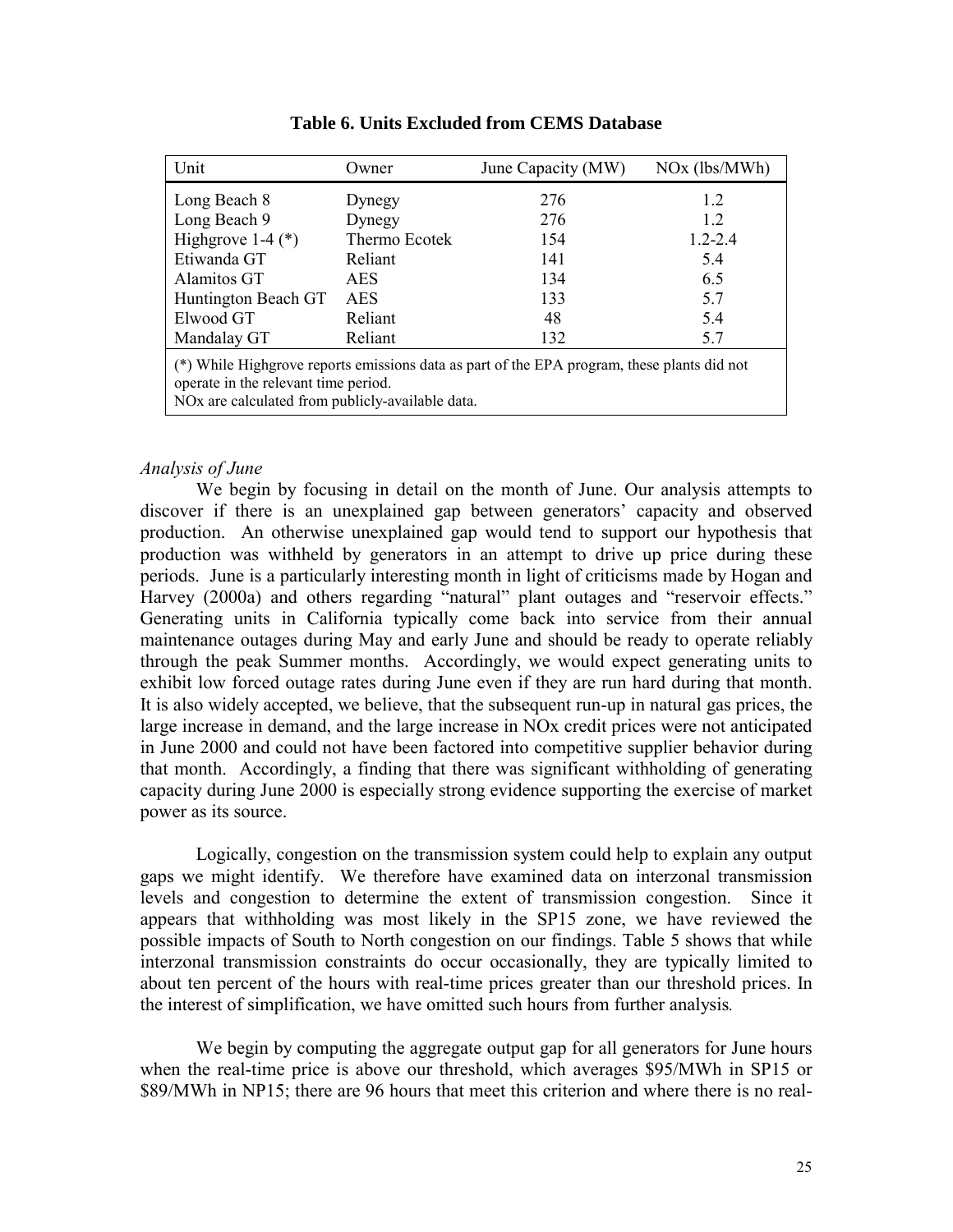**Table 6. Units Excluded from CEMS Database**

| Unit | Owner | June Capacity (MW) | NOx (lbs/MWh) |
|---|---|---|---|
| Long Beach 8 | Dynegy | 276 | 1.2 |
| Long Beach 9 | Dynegy | 276 | 1.2 |
| Highgrove 1-4 (*) | Thermo Ecotek | 154 | 1.2-2.4 |
| Etiwanda GT | Reliant | 141 | 5.4 |
| Alamitos GT | AES | 134 | 6.5 |
| Huntington Beach GT | AES | 133 | 5.7 |
| Elwood GT | Reliant | 48 | 5.4 |
| Mandalay GT | Reliant | 132 | 5.7 |

(*) While Highgrove reports emissions data as part of the EPA program, these plants did not operate in the relevant time period.
NOx are calculated from publicly-available data.

*Analysis of June*

We begin by focusing in detail on the month of June. Our analysis attempts to discover if there is an unexplained gap between generators' capacity and observed production. An otherwise unexplained gap would tend to support our hypothesis that production was withheld by generators in an attempt to drive up price during these periods. June is a particularly interesting month in light of criticisms made by Hogan and Harvey (2000a) and others regarding "natural" plant outages and "reservoir effects." Generating units in California typically come back into service from their annual maintenance outages during May and early June and should be ready to operate reliably through the peak Summer months. Accordingly, we would expect generating units to exhibit low forced outage rates during June even if they are run hard during that month. It is also widely accepted, we believe, that the subsequent run-up in natural gas prices, the large increase in demand, and the large increase in NOx credit prices were not anticipated in June 2000 and could not have been factored into competitive supplier behavior during that month. Accordingly, a finding that there was significant withholding of generating capacity during June 2000 is especially strong evidence supporting the exercise of market power as its source.

Logically, congestion on the transmission system could help to explain any output gaps we might identify. We therefore have examined data on interzonal transmission levels and congestion to determine the extent of transmission congestion. Since it appears that withholding was most likely in the SP15 zone, we have reviewed the possible impacts of South to North congestion on our findings. Table 5 shows that while interzonal transmission constraints do occur occasionally, they are typically limited to about ten percent of the hours with real-time prices greater than our threshold prices. In the interest of simplification, we have omitted such hours from further analysis.

We begin by computing the aggregate output gap for all generators for June hours when the real-time price is above our threshold, which averages \$95/MWh in SP15 or \$89/MWh in NP15; there are 96 hours that meet this criterion and where there is no real-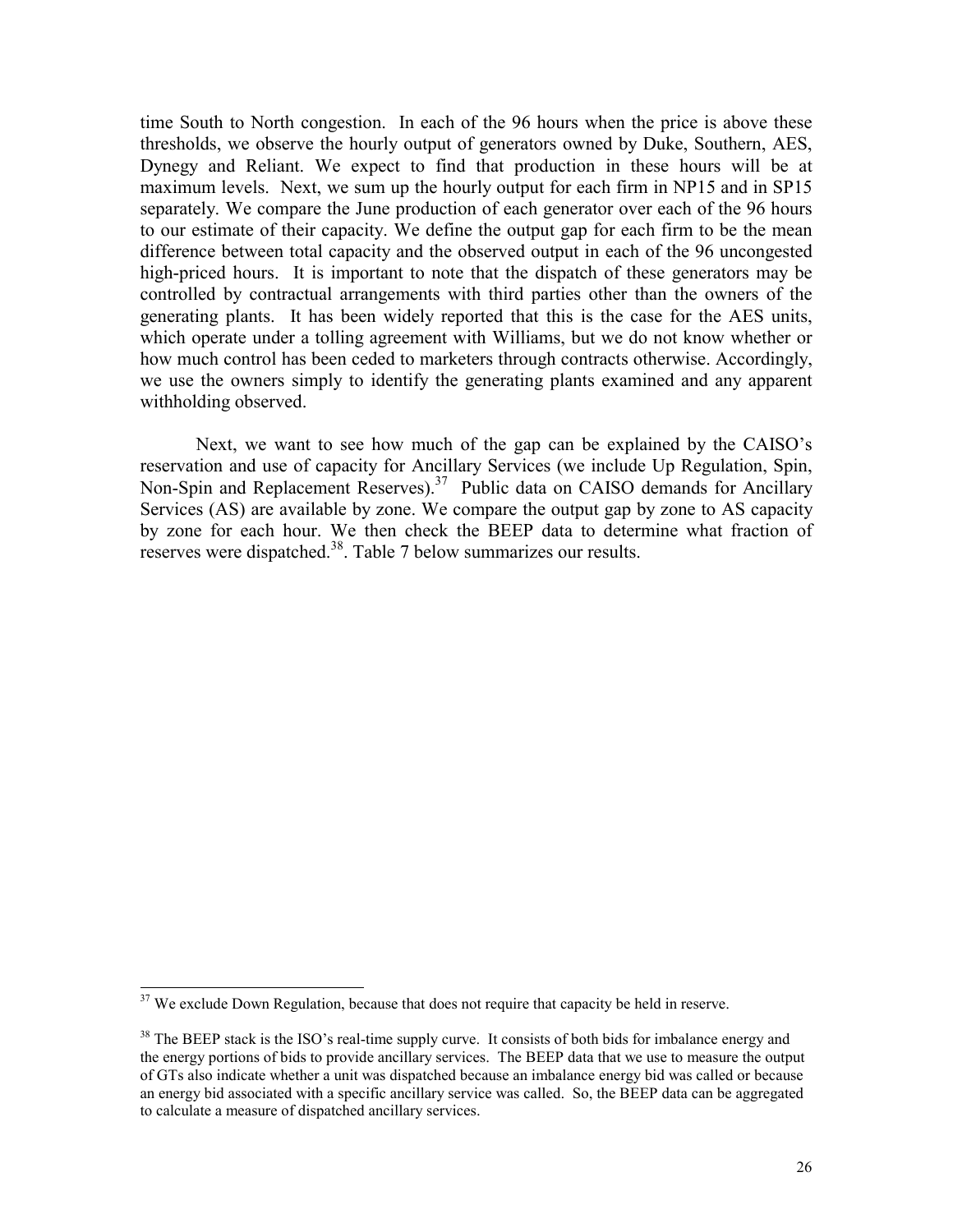time South to North congestion. In each of the 96 hours when the price is above these thresholds, we observe the hourly output of generators owned by Duke, Southern, AES, Dynegy and Reliant. We expect to find that production in these hours will be at maximum levels. Next, we sum up the hourly output for each firm in NP15 and in SP15 separately. We compare the June production of each generator over each of the 96 hours to our estimate of their capacity. We define the output gap for each firm to be the mean difference between total capacity and the observed output in each of the 96 uncongested high-priced hours. It is important to note that the dispatch of these generators may be controlled by contractual arrangements with third parties other than the owners of the generating plants. It has been widely reported that this is the case for the AES units, which operate under a tolling agreement with Williams, but we do not know whether or how much control has been ceded to marketers through contracts otherwise. Accordingly, we use the owners simply to identify the generating plants examined and any apparent withholding observed.

Next, we want to see how much of the gap can be explained by the CAISO's reservation and use of capacity for Ancillary Services (we include Up Regulation, Spin, Non-Spin and Replacement Reserves).[37] Public data on CAISO demands for Ancillary Services (AS) are available by zone. We compare the output gap by zone to AS capacity by zone for each hour. We then check the BEEP data to determine what fraction of reserves were dispatched.[38]. Table 7 below summarizes our results.

---

[37] We exclude Down Regulation, because that does not require that capacity be held in reserve.

[38] The BEEP stack is the ISO's real-time supply curve. It consists of both bids for imbalance energy and the energy portions of bids to provide ancillary services. The BEEP data that we use to measure the output of GTs also indicate whether a unit was dispatched because an imbalance energy bid was called or because an energy bid associated with a specific ancillary service was called. So, the BEEP data can be aggregated to calculate a measure of dispatched ancillary services.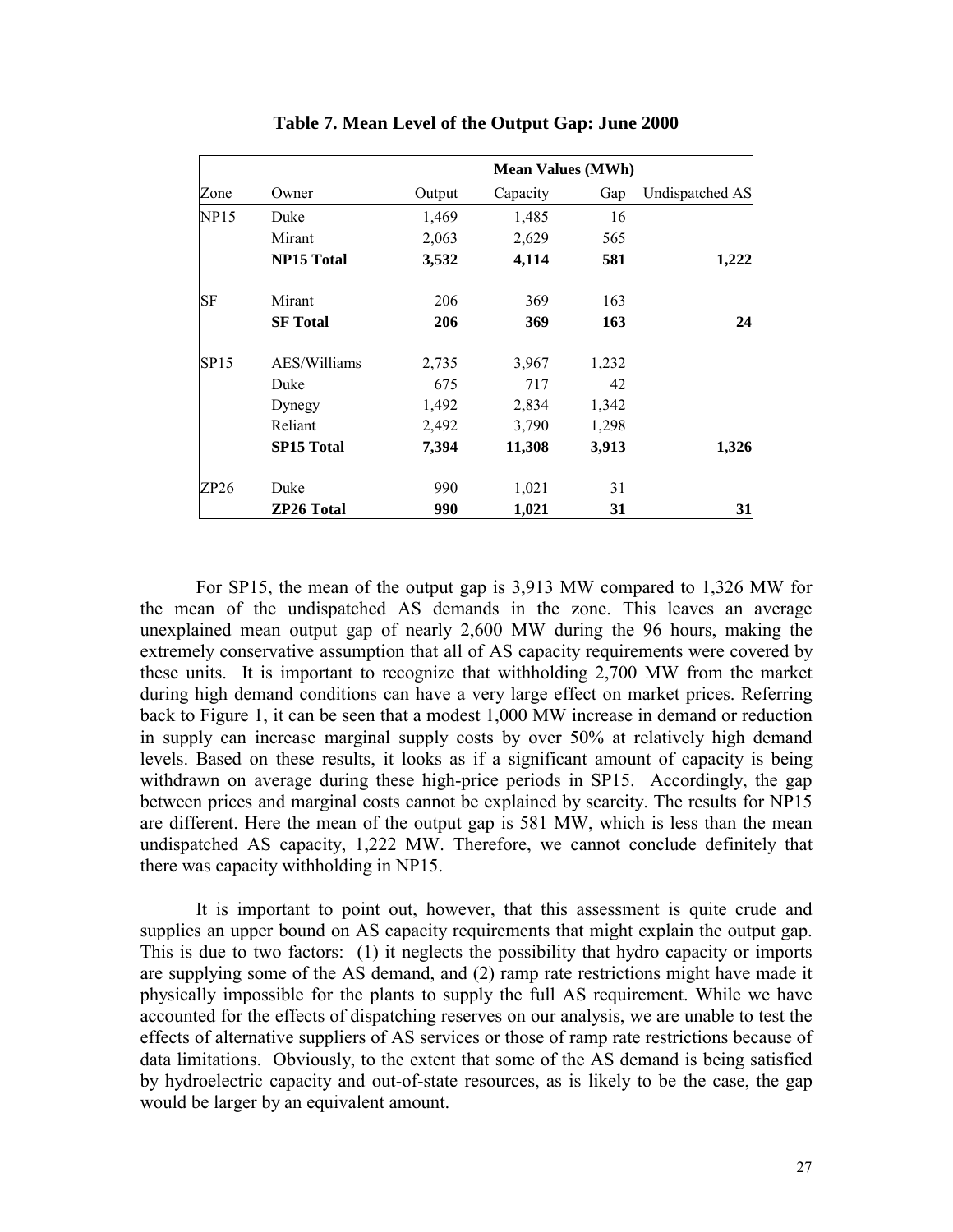**Table 7. Mean Level of the Output Gap: June 2000**

| | | Mean Values (MWh) | | | |
|---|---|---|---|---|---|
| Zone | Owner | Output | Capacity | Gap | Undispatched AS |
| NP15 | Duke | 1,469 | 1,485 | 16 | |
| | Mirant | 2,063 | 2,629 | 565 | |
| | **NP15 Total** | **3,532** | **4,114** | **581** | **1,222** |
| SF | Mirant | 206 | 369 | 163 | |
| | **SF Total** | **206** | **369** | **163** | **24** |
| SP15 | AES/Williams | 2,735 | 3,967 | 1,232 | |
| | Duke | 675 | 717 | 42 | |
| | Dynegy | 1,492 | 2,834 | 1,342 | |
| | Reliant | 2,492 | 3,790 | 1,298 | |
| | **SP15 Total** | **7,394** | **11,308** | **3,913** | **1,326** |
| ZP26 | Duke | 990 | 1,021 | 31 | |
| | **ZP26 Total** | **990** | **1,021** | **31** | **31** |

For SP15, the mean of the output gap is 3,913 MW compared to 1,326 MW for the mean of the undispatched AS demands in the zone. This leaves an average unexplained mean output gap of nearly 2,600 MW during the 96 hours, making the extremely conservative assumption that all of AS capacity requirements were covered by these units. It is important to recognize that withholding 2,700 MW from the market during high demand conditions can have a very large effect on market prices. Referring back to Figure 1, it can be seen that a modest 1,000 MW increase in demand or reduction in supply can increase marginal supply costs by over 50% at relatively high demand levels. Based on these results, it looks as if a significant amount of capacity is being withdrawn on average during these high-price periods in SP15. Accordingly, the gap between prices and marginal costs cannot be explained by scarcity. The results for NP15 are different. Here the mean of the output gap is 581 MW, which is less than the mean undispatched AS capacity, 1,222 MW. Therefore, we cannot conclude definitely that there was capacity withholding in NP15.

It is important to point out, however, that this assessment is quite crude and supplies an upper bound on AS capacity requirements that might explain the output gap. This is due to two factors: (1) it neglects the possibility that hydro capacity or imports are supplying some of the AS demand, and (2) ramp rate restrictions might have made it physically impossible for the plants to supply the full AS requirement. While we have accounted for the effects of dispatching reserves on our analysis, we are unable to test the effects of alternative suppliers of AS services or those of ramp rate restrictions because of data limitations. Obviously, to the extent that some of the AS demand is being satisfied by hydroelectric capacity and out-of-state resources, as is likely to be the case, the gap would be larger by an equivalent amount.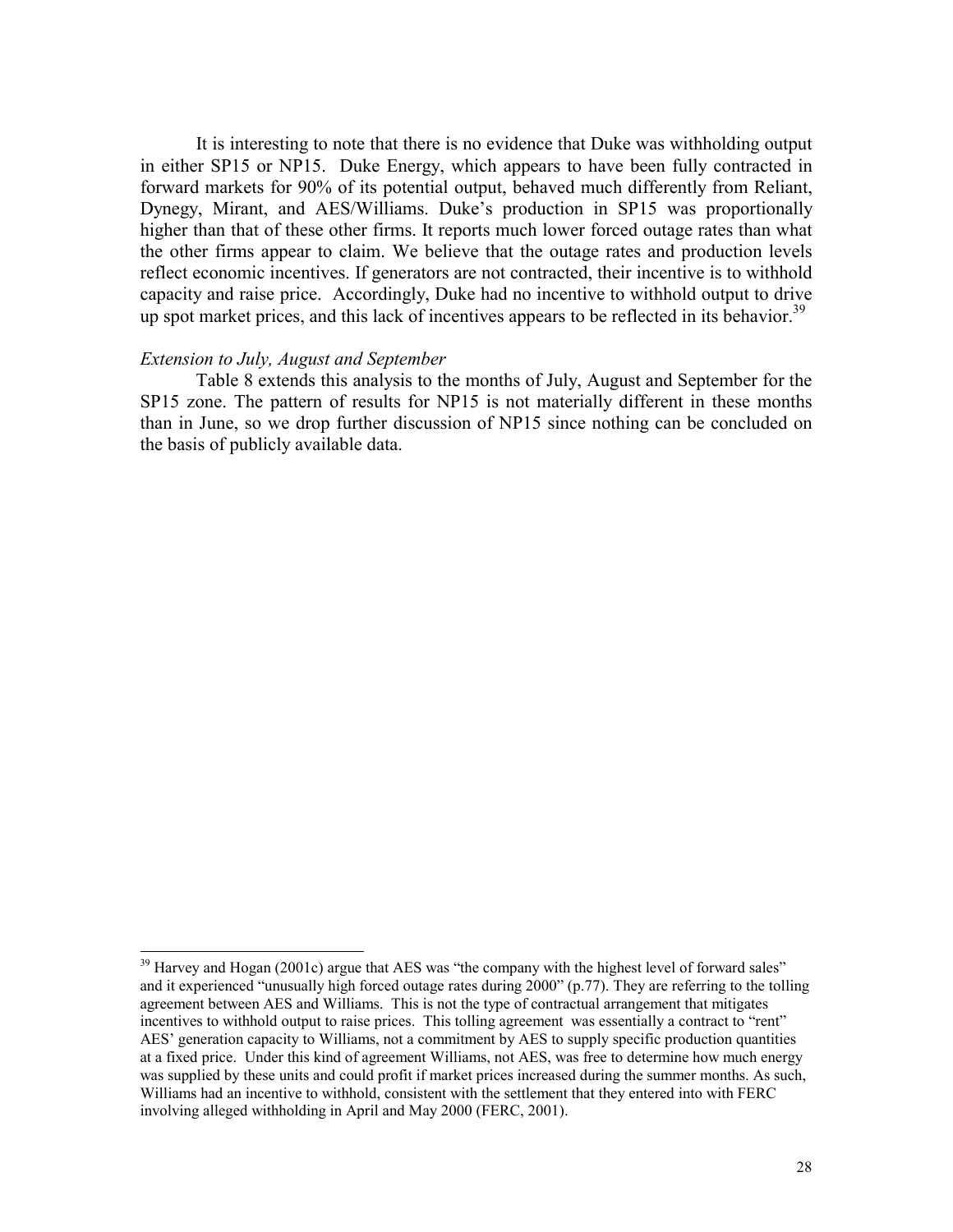It is interesting to note that there is no evidence that Duke was withholding output in either SP15 or NP15. Duke Energy, which appears to have been fully contracted in forward markets for 90% of its potential output, behaved much differently from Reliant, Dynegy, Mirant, and AES/Williams. Duke's production in SP15 was proportionally higher than that of these other firms. It reports much lower forced outage rates than what the other firms appear to claim. We believe that the outage rates and production levels reflect economic incentives. If generators are not contracted, their incentive is to withhold capacity and raise price. Accordingly, Duke had no incentive to withhold output to drive up spot market prices, and this lack of incentives appears to be reflected in its behavior.[39]

*Extension to July, August and September*

Table 8 extends this analysis to the months of July, August and September for the SP15 zone. The pattern of results for NP15 is not materially different in these months than in June, so we drop further discussion of NP15 since nothing can be concluded on the basis of publicly available data.

---

[39] Harvey and Hogan (2001c) argue that AES was "the company with the highest level of forward sales" and it experienced "unusually high forced outage rates during 2000" (p.77). They are referring to the tolling agreement between AES and Williams. This is not the type of contractual arrangement that mitigates incentives to withhold output to raise prices. This tolling agreement was essentially a contract to "rent" AES' generation capacity to Williams, not a commitment by AES to supply specific production quantities at a fixed price. Under this kind of agreement Williams, not AES, was free to determine how much energy was supplied by these units and could profit if market prices increased during the summer months. As such, Williams had an incentive to withhold, consistent with the settlement that they entered into with FERC involving alleged withholding in April and May 2000 (FERC, 2001).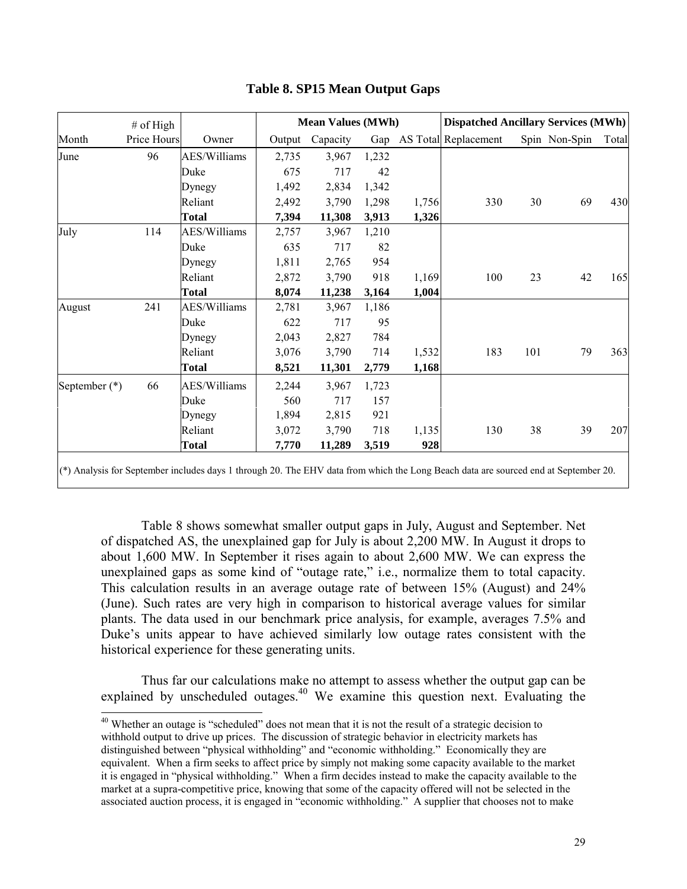**Table 8. SP15 Mean Output Gaps**

| Month | # of High Price Hours | Owner | Mean Values (MWh) | | | | Dispatched Ancillary Services (MWh) | | | |
|---|---|---|---|---|---|---|---|---|---|---|
| | | | Output | Capacity | Gap | AS Total | Replacement | Spin | Non-Spin | Total |
| June | 96 | AES/Williams | 2,735 | 3,967 | 1,232 | | | | | |
| | | Duke | 675 | 717 | 42 | | | | | |
| | | Dynegy | 1,492 | 2,834 | 1,342 | | | | | |
| | | Reliant | 2,492 | 3,790 | 1,298 | 1,756 | 330 | 30 | 69 | 430 |
| | | **Total** | **7,394** | **11,308** | **3,913** | **1,326** | | | | |
| July | 114 | AES/Williams | 2,757 | 3,967 | 1,210 | | | | | |
| | | Duke | 635 | 717 | 82 | | | | | |
| | | Dynegy | 1,811 | 2,765 | 954 | | | | | |
| | | Reliant | 2,872 | 3,790 | 918 | 1,169 | 100 | 23 | 42 | 165 |
| | | **Total** | **8,074** | **11,238** | **3,164** | **1,004** | | | | |
| August | 241 | AES/Williams | 2,781 | 3,967 | 1,186 | | | | | |
| | | Duke | 622 | 717 | 95 | | | | | |
| | | Dynegy | 2,043 | 2,827 | 784 | | | | | |
| | | Reliant | 3,076 | 3,790 | 714 | 1,532 | 183 | 101 | 79 | 363 |
| | | **Total** | **8,521** | **11,301** | **2,779** | **1,168** | | | | |
| September (*) | 66 | AES/Williams | 2,244 | 3,967 | 1,723 | | | | | |
| | | Duke | 560 | 717 | 157 | | | | | |
| | | Dynegy | 1,894 | 2,815 | 921 | | | | | |
| | | Reliant | 3,072 | 3,790 | 718 | 1,135 | 130 | 38 | 39 | 207 |
| | | **Total** | **7,770** | **11,289** | **3,519** | **928** | | | | |

(*) Analysis for September includes days 1 through 20. The EHV data from which the Long Beach data are sourced end at September 20.

Table 8 shows somewhat smaller output gaps in July, August and September. Net of dispatched AS, the unexplained gap for July is about 2,200 MW. In August it drops to about 1,600 MW. In September it rises again to about 2,600 MW. We can express the unexplained gaps as some kind of "outage rate," i.e., normalize them to total capacity. This calculation results in an average outage rate of between 15% (August) and 24% (June). Such rates are very high in comparison to historical average values for similar plants. The data used in our benchmark price analysis, for example, averages 7.5% and Duke's units appear to have achieved similarly low outage rates consistent with the historical experience for these generating units.

Thus far our calculations make no attempt to assess whether the output gap can be explained by unscheduled outages.[40] We examine this question next. Evaluating the

[40] Whether an outage is "scheduled" does not mean that it is not the result of a strategic decision to withhold output to drive up prices. The discussion of strategic behavior in electricity markets has distinguished between "physical withholding" and "economic withholding." Economically they are equivalent. When a firm seeks to affect price by simply not making some capacity available to the market it is engaged in "physical withholding." When a firm decides instead to make the capacity available to the market at a supra-competitive price, knowing that some of the capacity offered will not be selected in the associated auction process, it is engaged in "economic withholding." A supplier that chooses not to make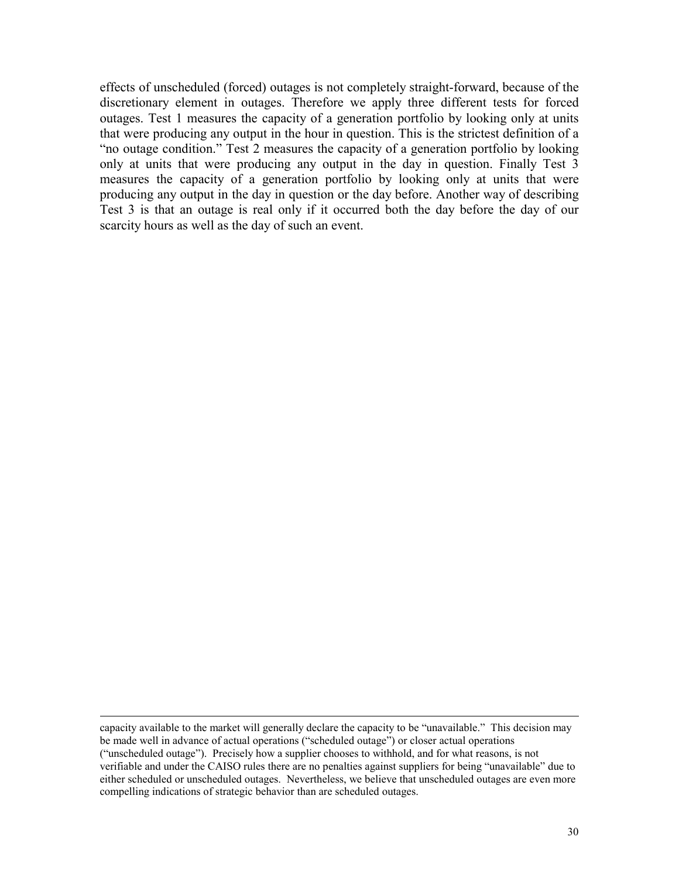effects of unscheduled (forced) outages is not completely straight-forward, because of the discretionary element in outages. Therefore we apply three different tests for forced outages. Test 1 measures the capacity of a generation portfolio by looking only at units that were producing any output in the hour in question. This is the strictest definition of a "no outage condition." Test 2 measures the capacity of a generation portfolio by looking only at units that were producing any output in the day in question. Finally Test 3 measures the capacity of a generation portfolio by looking only at units that were producing any output in the day in question or the day before. Another way of describing Test 3 is that an outage is real only if it occurred both the day before the day of our scarcity hours as well as the day of such an event.

---

capacity available to the market will generally declare the capacity to be "unavailable." This decision may be made well in advance of actual operations ("scheduled outage") or closer actual operations ("unscheduled outage"). Precisely how a supplier chooses to withhold, and for what reasons, is not verifiable and under the CAISO rules there are no penalties against suppliers for being "unavailable" due to either scheduled or unscheduled outages. Nevertheless, we believe that unscheduled outages are even more compelling indications of strategic behavior than are scheduled outages.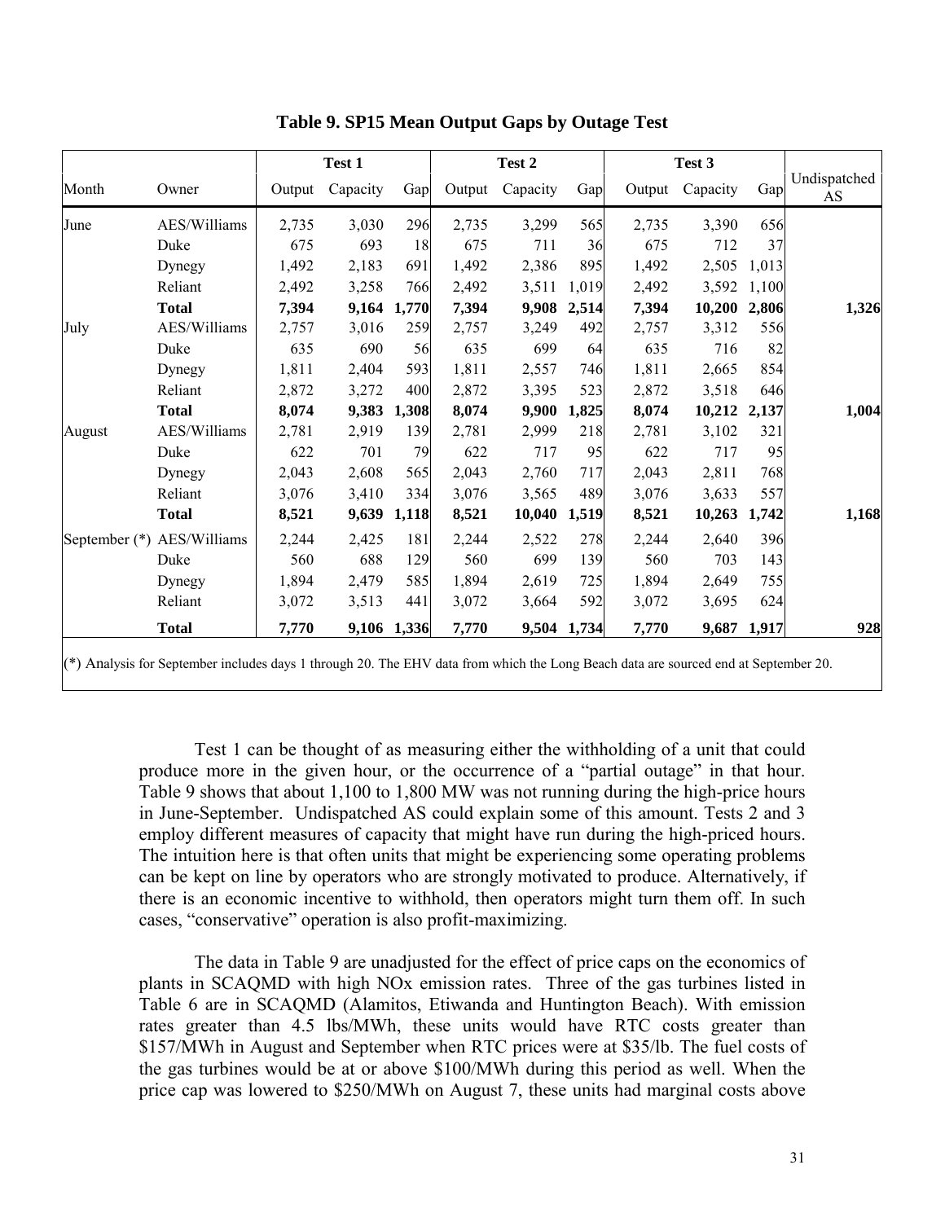**Table 9. SP15 Mean Output Gaps by Outage Test**

| | | Test 1 | | | Test 2 | | | Test 3 | | | |
|---|---|---|---|---|---|---|---|---|---|---|---|
| Month | Owner | Output | Capacity | Gap | Output | Capacity | Gap | Output | Capacity | Gap | Undispatched AS |
| June | AES/Williams | 2,735 | 3,030 | 296 | 2,735 | 3,299 | 565 | 2,735 | 3,390 | 656 | |
| | Duke | 675 | 693 | 18 | 675 | 711 | 36 | 675 | 712 | 37 | |
| | Dynegy | 1,492 | 2,183 | 691 | 1,492 | 2,386 | 895 | 1,492 | 2,505 | 1,013 | |
| | Reliant | 2,492 | 3,258 | 766 | 2,492 | 3,511 | 1,019 | 2,492 | 3,592 | 1,100 | |
| | **Total** | **7,394** | **9,164** | **1,770** | **7,394** | **9,908** | **2,514** | **7,394** | **10,200** | **2,806** | **1,326** |
| July | AES/Williams | 2,757 | 3,016 | 259 | 2,757 | 3,249 | 492 | 2,757 | 3,312 | 556 | |
| | Duke | 635 | 690 | 56 | 635 | 699 | 64 | 635 | 716 | 82 | |
| | Dynegy | 1,811 | 2,404 | 593 | 1,811 | 2,557 | 746 | 1,811 | 2,665 | 854 | |
| | Reliant | 2,872 | 3,272 | 400 | 2,872 | 3,395 | 523 | 2,872 | 3,518 | 646 | |
| | **Total** | **8,074** | **9,383** | **1,308** | **8,074** | **9,900** | **1,825** | **8,074** | **10,212** | **2,137** | **1,004** |
| August | AES/Williams | 2,781 | 2,919 | 139 | 2,781 | 2,999 | 218 | 2,781 | 3,102 | 321 | |
| | Duke | 622 | 701 | 79 | 622 | 717 | 95 | 622 | 717 | 95 | |
| | Dynegy | 2,043 | 2,608 | 565 | 2,043 | 2,760 | 717 | 2,043 | 2,811 | 768 | |
| | Reliant | 3,076 | 3,410 | 334 | 3,076 | 3,565 | 489 | 3,076 | 3,633 | 557 | |
| | **Total** | **8,521** | **9,639** | **1,118** | **8,521** | **10,040** | **1,519** | **8,521** | **10,263** | **1,742** | **1,168** |
| September (*) | AES/Williams | 2,244 | 2,425 | 181 | 2,244 | 2,522 | 278 | 2,244 | 2,640 | 396 | |
| | Duke | 560 | 688 | 129 | 560 | 699 | 139 | 560 | 703 | 143 | |
| | Dynegy | 1,894 | 2,479 | 585 | 1,894 | 2,619 | 725 | 1,894 | 2,649 | 755 | |
| | Reliant | 3,072 | 3,513 | 441 | 3,072 | 3,664 | 592 | 3,072 | 3,695 | 624 | |
| | **Total** | **7,770** | **9,106** | **1,336** | **7,770** | **9,504** | **1,734** | **7,770** | **9,687** | **1,917** | **928** |

(*) Analysis for September includes days 1 through 20. The EHV data from which the Long Beach data are sourced end at September 20.

Test 1 can be thought of as measuring either the withholding of a unit that could produce more in the given hour, or the occurrence of a "partial outage" in that hour. Table 9 shows that about 1,100 to 1,800 MW was not running during the high-price hours in June-September. Undispatched AS could explain some of this amount. Tests 2 and 3 employ different measures of capacity that might have run during the high-priced hours. The intuition here is that often units that might be experiencing some operating problems can be kept on line by operators who are strongly motivated to produce. Alternatively, if there is an economic incentive to withhold, then operators might turn them off. In such cases, "conservative" operation is also profit-maximizing.

The data in Table 9 are unadjusted for the effect of price caps on the economics of plants in SCAQMD with high NOx emission rates. Three of the gas turbines listed in Table 6 are in SCAQMD (Alamitos, Etiwanda and Huntington Beach). With emission rates greater than 4.5 lbs/MWh, these units would have RTC costs greater than \$157/MWh in August and September when RTC prices were at \$35/lb. The fuel costs of the gas turbines would be at or above \$100/MWh during this period as well. When the price cap was lowered to \$250/MWh on August 7, these units had marginal costs above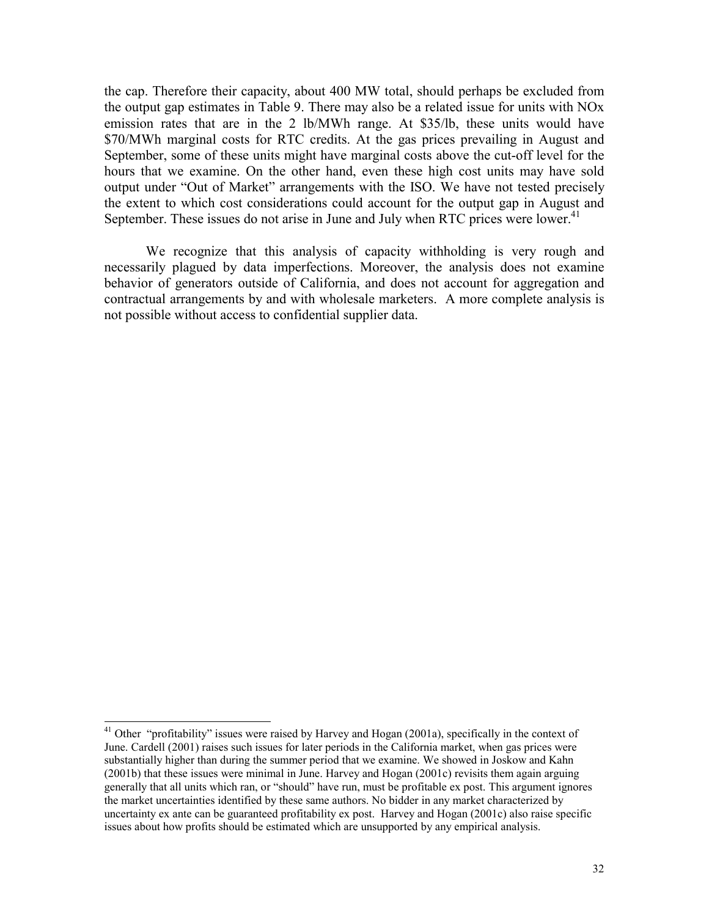the cap. Therefore their capacity, about 400 MW total, should perhaps be excluded from the output gap estimates in Table 9. There may also be a related issue for units with NOx emission rates that are in the 2 lb/MWh range. At $35/lb, these units would have $70/MWh marginal costs for RTC credits. At the gas prices prevailing in August and September, some of these units might have marginal costs above the cut-off level for the hours that we examine. On the other hand, even these high cost units may have sold output under "Out of Market" arrangements with the ISO. We have not tested precisely the extent to which cost considerations could account for the output gap in August and September. These issues do not arise in June and July when RTC prices were lower.[41]

We recognize that this analysis of capacity withholding is very rough and necessarily plagued by data imperfections. Moreover, the analysis does not examine behavior of generators outside of California, and does not account for aggregation and contractual arrangements by and with wholesale marketers. A more complete analysis is not possible without access to confidential supplier data.

---

[41] Other "profitability" issues were raised by Harvey and Hogan (2001a), specifically in the context of June. Cardell (2001) raises such issues for later periods in the California market, when gas prices were substantially higher than during the summer period that we examine. We showed in Joskow and Kahn (2001b) that these issues were minimal in June. Harvey and Hogan (2001c) revisits them again arguing generally that all units which ran, or "should" have run, must be profitable ex post. This argument ignores the market uncertainties identified by these same authors. No bidder in any market characterized by uncertainty ex ante can be guaranteed profitability ex post. Harvey and Hogan (2001c) also raise specific issues about how profits should be estimated which are unsupported by any empirical analysis.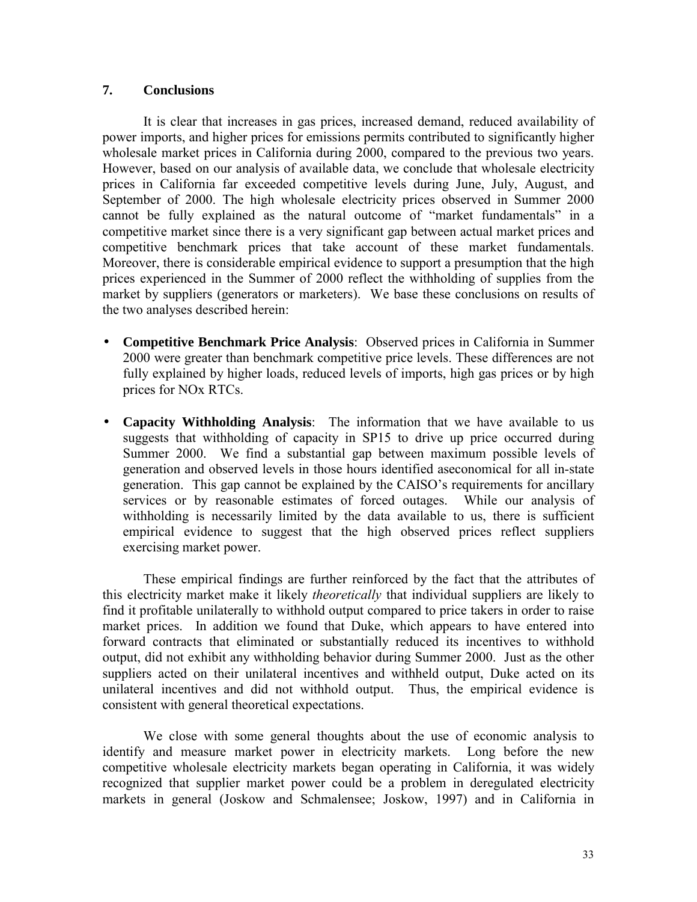## 7. Conclusions

It is clear that increases in gas prices, increased demand, reduced availability of power imports, and higher prices for emissions permits contributed to significantly higher wholesale market prices in California during 2000, compared to the previous two years. However, based on our analysis of available data, we conclude that wholesale electricity prices in California far exceeded competitive levels during June, July, August, and September of 2000. The high wholesale electricity prices observed in Summer 2000 cannot be fully explained as the natural outcome of "market fundamentals" in a competitive market since there is a very significant gap between actual market prices and competitive benchmark prices that take account of these market fundamentals. Moreover, there is considerable empirical evidence to support a presumption that the high prices experienced in the Summer of 2000 reflect the withholding of supplies from the market by suppliers (generators or marketers). We base these conclusions on results of the two analyses described herein:

- **Competitive Benchmark Price Analysis**: Observed prices in California in Summer 2000 were greater than benchmark competitive price levels. These differences are not fully explained by higher loads, reduced levels of imports, high gas prices or by high prices for NOx RTCs.
- **Capacity Withholding Analysis**: The information that we have available to us suggests that withholding of capacity in SP15 to drive up price occurred during Summer 2000. We find a substantial gap between maximum possible levels of generation and observed levels in those hours identified aseconomical for all in-state generation. This gap cannot be explained by the CAISO's requirements for ancillary services or by reasonable estimates of forced outages. While our analysis of withholding is necessarily limited by the data available to us, there is sufficient empirical evidence to suggest that the high observed prices reflect suppliers exercising market power.

These empirical findings are further reinforced by the fact that the attributes of this electricity market make it likely *theoretically* that individual suppliers are likely to find it profitable unilaterally to withhold output compared to price takers in order to raise market prices. In addition we found that Duke, which appears to have entered into forward contracts that eliminated or substantially reduced its incentives to withhold output, did not exhibit any withholding behavior during Summer 2000. Just as the other suppliers acted on their unilateral incentives and withheld output, Duke acted on its unilateral incentives and did not withhold output. Thus, the empirical evidence is consistent with general theoretical expectations.

We close with some general thoughts about the use of economic analysis to identify and measure market power in electricity markets. Long before the new competitive wholesale electricity markets began operating in California, it was widely recognized that supplier market power could be a problem in deregulated electricity markets in general (Joskow and Schmalensee; Joskow, 1997) and in California in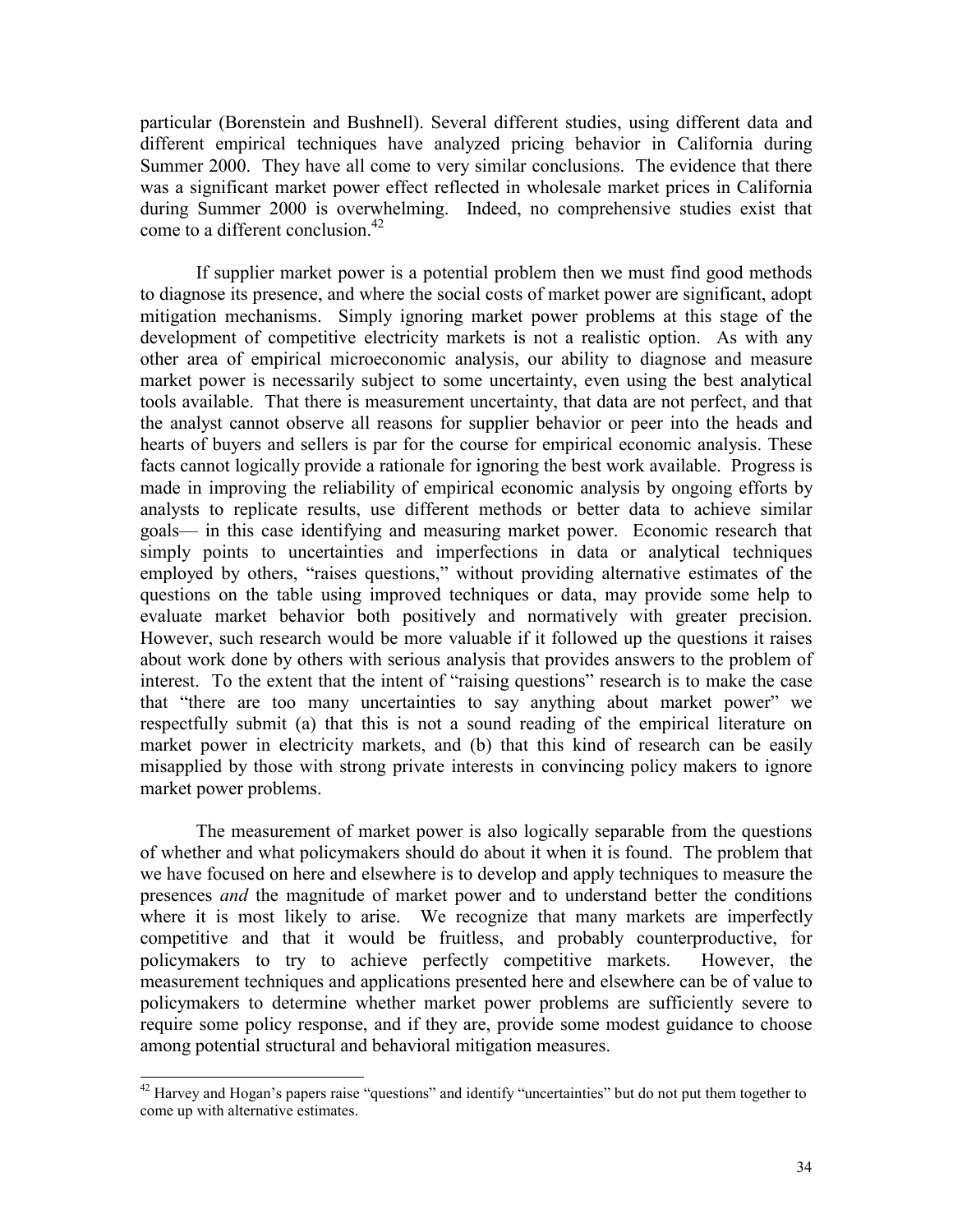particular (Borenstein and Bushnell). Several different studies, using different data and different empirical techniques have analyzed pricing behavior in California during Summer 2000. They have all come to very similar conclusions. The evidence that there was a significant market power effect reflected in wholesale market prices in California during Summer 2000 is overwhelming. Indeed, no comprehensive studies exist that come to a different conclusion.[42]

If supplier market power is a potential problem then we must find good methods to diagnose its presence, and where the social costs of market power are significant, adopt mitigation mechanisms. Simply ignoring market power problems at this stage of the development of competitive electricity markets is not a realistic option. As with any other area of empirical microeconomic analysis, our ability to diagnose and measure market power is necessarily subject to some uncertainty, even using the best analytical tools available. That there is measurement uncertainty, that data are not perfect, and that the analyst cannot observe all reasons for supplier behavior or peer into the heads and hearts of buyers and sellers is par for the course for empirical economic analysis. These facts cannot logically provide a rationale for ignoring the best work available. Progress is made in improving the reliability of empirical economic analysis by ongoing efforts by analysts to replicate results, use different methods or better data to achieve similar goals— in this case identifying and measuring market power. Economic research that simply points to uncertainties and imperfections in data or analytical techniques employed by others, "raises questions," without providing alternative estimates of the questions on the table using improved techniques or data, may provide some help to evaluate market behavior both positively and normatively with greater precision. However, such research would be more valuable if it followed up the questions it raises about work done by others with serious analysis that provides answers to the problem of interest. To the extent that the intent of "raising questions" research is to make the case that "there are too many uncertainties to say anything about market power" we respectfully submit (a) that this is not a sound reading of the empirical literature on market power in electricity markets, and (b) that this kind of research can be easily misapplied by those with strong private interests in convincing policy makers to ignore market power problems.

The measurement of market power is also logically separable from the questions of whether and what policymakers should do about it when it is found. The problem that we have focused on here and elsewhere is to develop and apply techniques to measure the presences *and* the magnitude of market power and to understand better the conditions where it is most likely to arise. We recognize that many markets are imperfectly competitive and that it would be fruitless, and probably counterproductive, for policymakers to try to achieve perfectly competitive markets. However, the measurement techniques and applications presented here and elsewhere can be of value to policymakers to determine whether market power problems are sufficiently severe to require some policy response, and if they are, provide some modest guidance to choose among potential structural and behavioral mitigation measures.

[42] Harvey and Hogan's papers raise "questions" and identify "uncertainties" but do not put them together to come up with alternative estimates.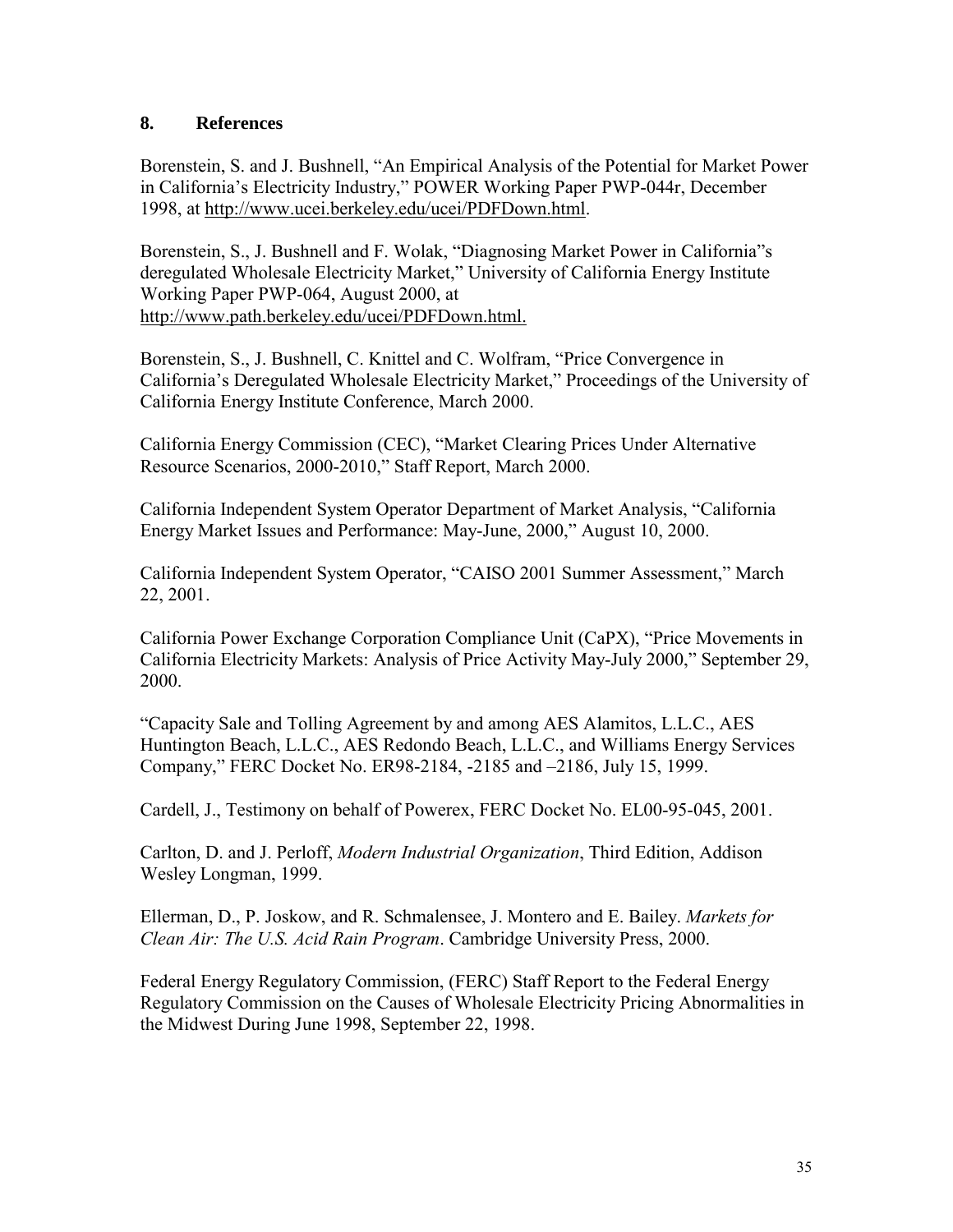## 8. References

Borenstein, S. and J. Bushnell, "An Empirical Analysis of the Potential for Market Power in California's Electricity Industry," POWER Working Paper PWP-044r, December 1998, at http://www.ucei.berkeley.edu/ucei/PDFDown.html.

Borenstein, S., J. Bushnell and F. Wolak, "Diagnosing Market Power in California"s deregulated Wholesale Electricity Market," University of California Energy Institute Working Paper PWP-064, August 2000, at http://www.path.berkeley.edu/ucei/PDFDown.html.

Borenstein, S., J. Bushnell, C. Knittel and C. Wolfram, "Price Convergence in California's Deregulated Wholesale Electricity Market," Proceedings of the University of California Energy Institute Conference, March 2000.

California Energy Commission (CEC), "Market Clearing Prices Under Alternative Resource Scenarios, 2000-2010," Staff Report, March 2000.

California Independent System Operator Department of Market Analysis, "California Energy Market Issues and Performance: May-June, 2000," August 10, 2000.

California Independent System Operator, "CAISO 2001 Summer Assessment," March 22, 2001.

California Power Exchange Corporation Compliance Unit (CaPX), "Price Movements in California Electricity Markets: Analysis of Price Activity May-July 2000," September 29, 2000.

"Capacity Sale and Tolling Agreement by and among AES Alamitos, L.L.C., AES Huntington Beach, L.L.C., AES Redondo Beach, L.L.C., and Williams Energy Services Company," FERC Docket No. ER98-2184, -2185 and –2186, July 15, 1999.

Cardell, J., Testimony on behalf of Powerex, FERC Docket No. EL00-95-045, 2001.

Carlton, D. and J. Perloff, *Modern Industrial Organization*, Third Edition, Addison Wesley Longman, 1999.

Ellerman, D., P. Joskow, and R. Schmalensee, J. Montero and E. Bailey. *Markets for Clean Air: The U.S. Acid Rain Program*. Cambridge University Press, 2000.

Federal Energy Regulatory Commission, (FERC) Staff Report to the Federal Energy Regulatory Commission on the Causes of Wholesale Electricity Pricing Abnormalities in the Midwest During June 1998, September 22, 1998.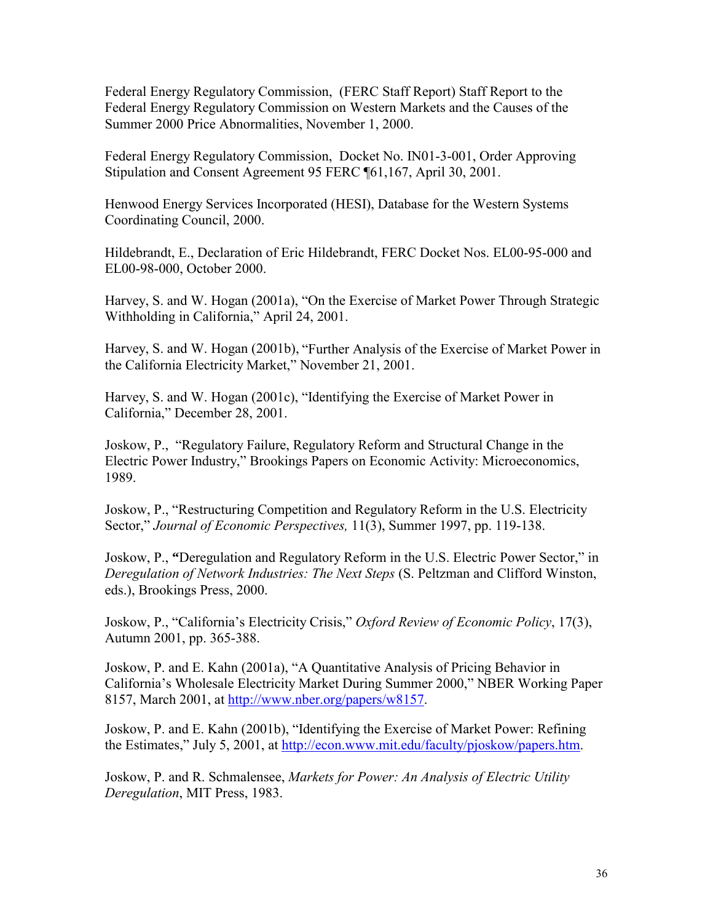Federal Energy Regulatory Commission, (FERC Staff Report) Staff Report to the Federal Energy Regulatory Commission on Western Markets and the Causes of the Summer 2000 Price Abnormalities, November 1, 2000.

Federal Energy Regulatory Commission, Docket No. IN01-3-001, Order Approving Stipulation and Consent Agreement 95 FERC ¶61,167, April 30, 2001.

Henwood Energy Services Incorporated (HESI), Database for the Western Systems Coordinating Council, 2000.

Hildebrandt, E., Declaration of Eric Hildebrandt, FERC Docket Nos. EL00-95-000 and EL00-98-000, October 2000.

Harvey, S. and W. Hogan (2001a), "On the Exercise of Market Power Through Strategic Withholding in California," April 24, 2001.

Harvey, S. and W. Hogan (2001b), "Further Analysis of the Exercise of Market Power in the California Electricity Market," November 21, 2001.

Harvey, S. and W. Hogan (2001c), "Identifying the Exercise of Market Power in California," December 28, 2001.

Joskow, P., "Regulatory Failure, Regulatory Reform and Structural Change in the Electric Power Industry," Brookings Papers on Economic Activity: Microeconomics, 1989.

Joskow, P., "Restructuring Competition and Regulatory Reform in the U.S. Electricity Sector," *Journal of Economic Perspectives,* 11(3), Summer 1997, pp. 119-138.

Joskow, P., **"**Deregulation and Regulatory Reform in the U.S. Electric Power Sector," in *Deregulation of Network Industries: The Next Steps* (S. Peltzman and Clifford Winston, eds.), Brookings Press, 2000.

Joskow, P., "California's Electricity Crisis," *Oxford Review of Economic Policy*, 17(3), Autumn 2001, pp. 365-388.

Joskow, P. and E. Kahn (2001a), "A Quantitative Analysis of Pricing Behavior in California's Wholesale Electricity Market During Summer 2000," NBER Working Paper 8157, March 2001, at http://www.nber.org/papers/w8157.

Joskow, P. and E. Kahn (2001b), "Identifying the Exercise of Market Power: Refining the Estimates," July 5, 2001, at http://econ.www.mit.edu/faculty/pjoskow/papers.htm.

Joskow, P. and R. Schmalensee, *Markets for Power: An Analysis of Electric Utility Deregulation*, MIT Press, 1983.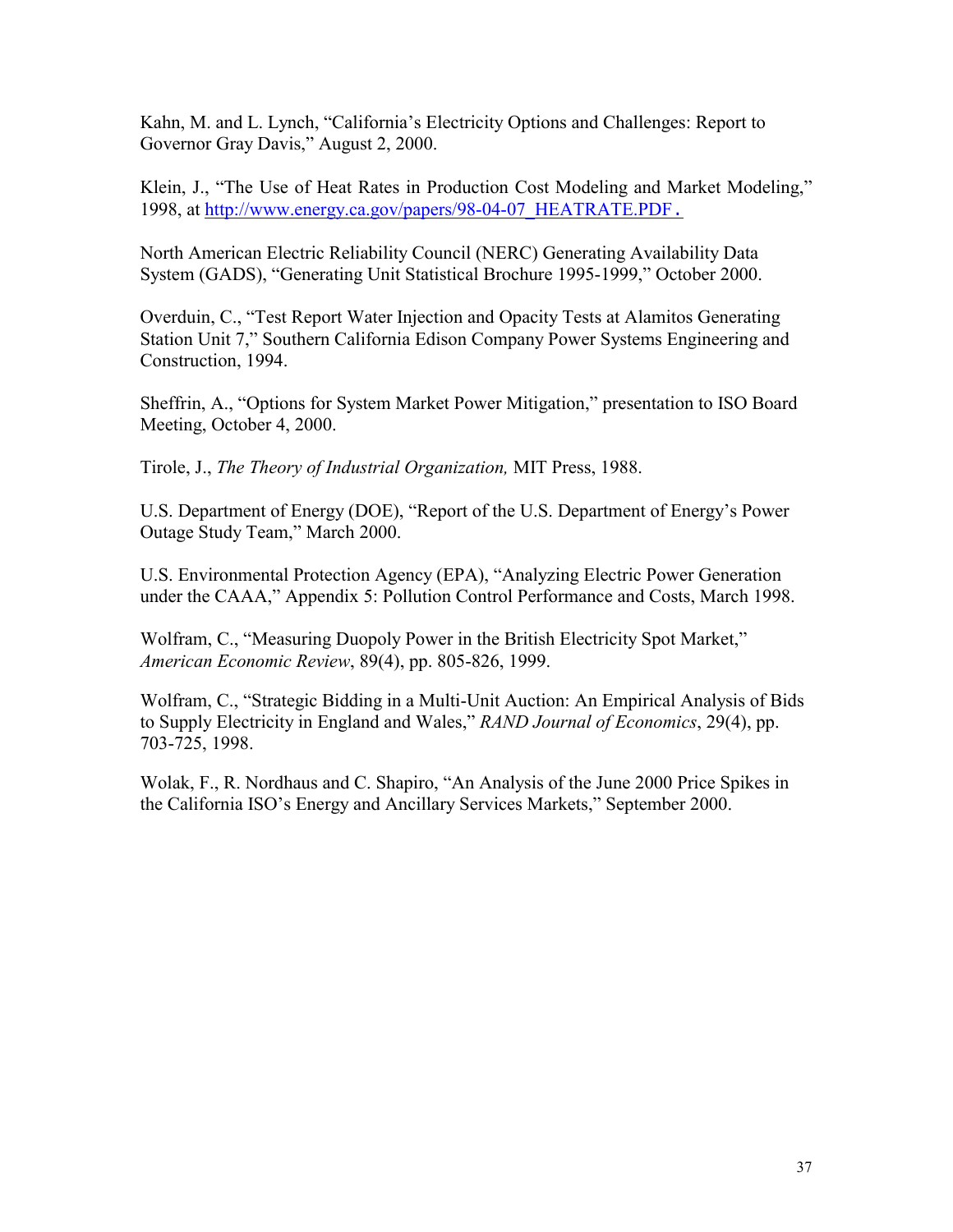Kahn, M. and L. Lynch, "California's Electricity Options and Challenges: Report to Governor Gray Davis," August 2, 2000.

Klein, J., "The Use of Heat Rates in Production Cost Modeling and Market Modeling," 1998, at http://www.energy.ca.gov/papers/98-04-07_HEATRATE.PDF.

North American Electric Reliability Council (NERC) Generating Availability Data System (GADS), "Generating Unit Statistical Brochure 1995-1999," October 2000.

Overduin, C., "Test Report Water Injection and Opacity Tests at Alamitos Generating Station Unit 7," Southern California Edison Company Power Systems Engineering and Construction, 1994.

Sheffrin, A., "Options for System Market Power Mitigation," presentation to ISO Board Meeting, October 4, 2000.

Tirole, J., *The Theory of Industrial Organization,* MIT Press, 1988.

U.S. Department of Energy (DOE), "Report of the U.S. Department of Energy's Power Outage Study Team," March 2000.

U.S. Environmental Protection Agency (EPA), "Analyzing Electric Power Generation under the CAAA," Appendix 5: Pollution Control Performance and Costs, March 1998.

Wolfram, C., "Measuring Duopoly Power in the British Electricity Spot Market," *American Economic Review*, 89(4), pp. 805-826, 1999.

Wolfram, C., "Strategic Bidding in a Multi-Unit Auction: An Empirical Analysis of Bids to Supply Electricity in England and Wales," *RAND Journal of Economics*, 29(4), pp. 703-725, 1998.

Wolak, F., R. Nordhaus and C. Shapiro, "An Analysis of the June 2000 Price Spikes in the California ISO's Energy and Ancillary Services Markets," September 2000.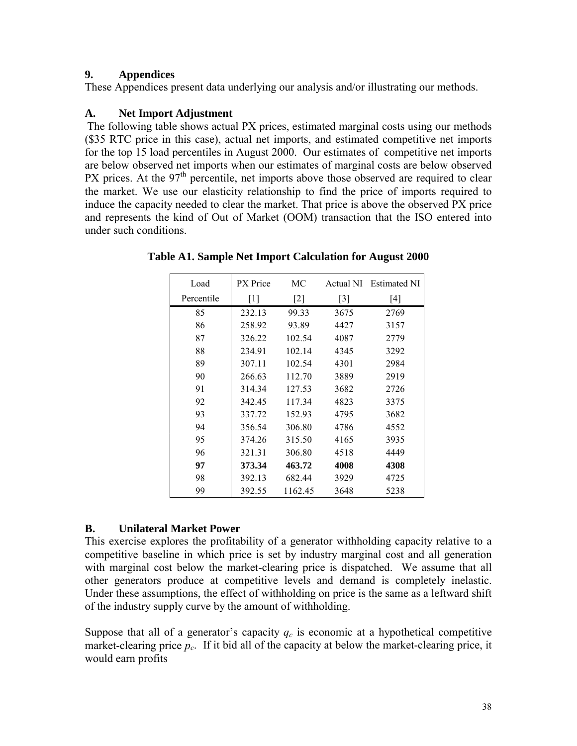## 9. Appendices

These Appendices present data underlying our analysis and/or illustrating our methods.

### A. Net Import Adjustment

The following table shows actual PX prices, estimated marginal costs using our methods ($35 RTC price in this case), actual net imports, and estimated competitive net imports for the top 15 load percentiles in August 2000. Our estimates of competitive net imports are below observed net imports when our estimates of marginal costs are below observed PX prices. At the 97th percentile, net imports above those observed are required to clear the market. We use our elasticity relationship to find the price of imports required to induce the capacity needed to clear the market. That price is above the observed PX price and represents the kind of Out of Market (OOM) transaction that the ISO entered into under such conditions.

**Table A1. Sample Net Import Calculation for August 2000**

| Load Percentile | PX Price [1] | MC [2] | Actual NI [3] | Estimated NI [4] |
|---|---|---|---|---|
| 85 | 232.13 | 99.33 | 3675 | 2769 |
| 86 | 258.92 | 93.89 | 4427 | 3157 |
| 87 | 326.22 | 102.54 | 4087 | 2779 |
| 88 | 234.91 | 102.14 | 4345 | 3292 |
| 89 | 307.11 | 102.54 | 4301 | 2984 |
| 90 | 266.63 | 112.70 | 3889 | 2919 |
| 91 | 314.34 | 127.53 | 3682 | 2726 |
| 92 | 342.45 | 117.34 | 4823 | 3375 |
| 93 | 337.72 | 152.93 | 4795 | 3682 |
| 94 | 356.54 | 306.80 | 4786 | 4552 |
| 95 | 374.26 | 315.50 | 4165 | 3935 |
| 96 | 321.31 | 306.80 | 4518 | 4449 |
| **97** | **373.34** | **463.72** | **4008** | **4308** |
| 98 | 392.13 | 682.44 | 3929 | 4725 |
| 99 | 392.55 | 1162.45 | 3648 | 5238 |

### B. Unilateral Market Power

This exercise explores the profitability of a generator withholding capacity relative to a competitive baseline in which price is set by industry marginal cost and all generation with marginal cost below the market-clearing price is dispatched. We assume that all other generators produce at competitive levels and demand is completely inelastic. Under these assumptions, the effect of withholding on price is the same as a leftward shift of the industry supply curve by the amount of withholding.

Suppose that all of a generator's capacity $q_c$ is economic at a hypothetical competitive market-clearing price $p_c$. If it bid all of the capacity at below the market-clearing price, it would earn profits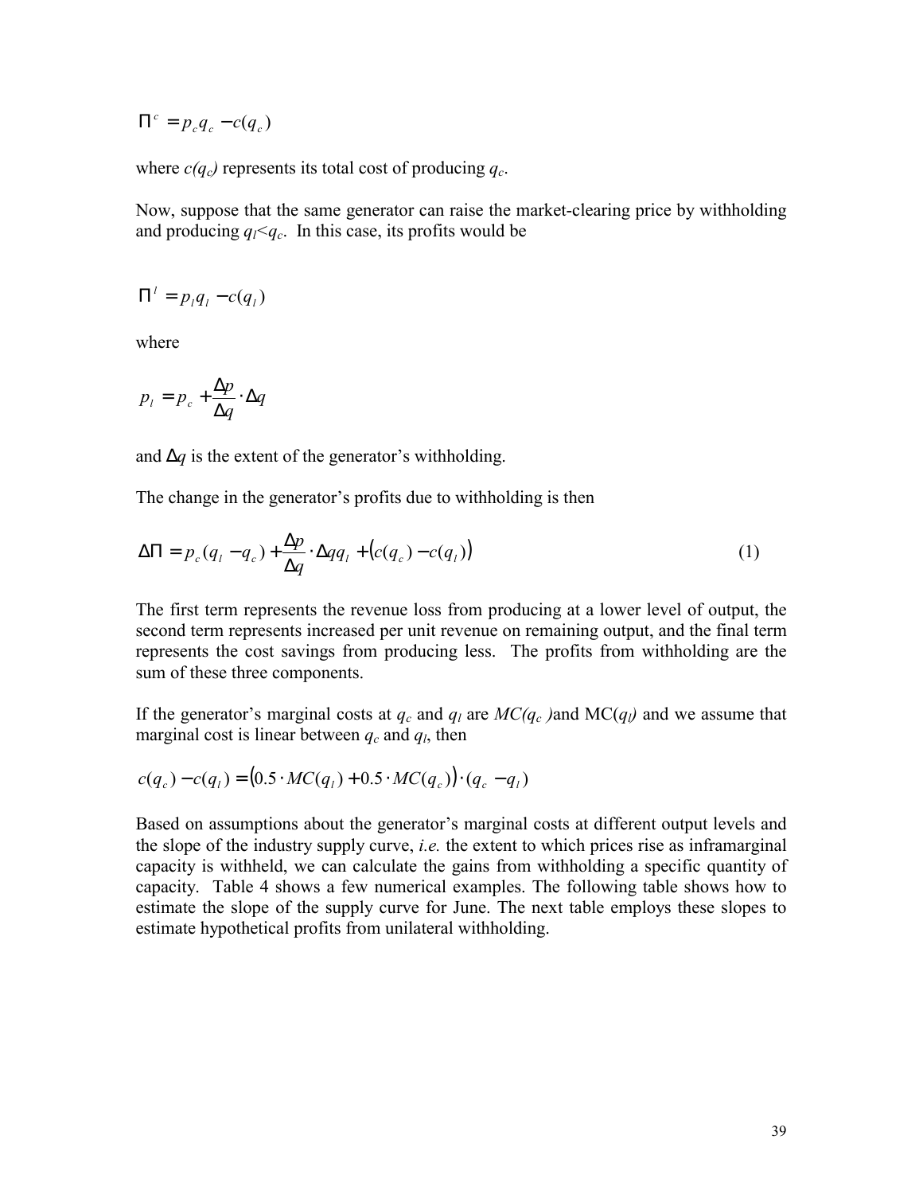$$\Pi^c = p_c q_c - c(q_c)$$

where $c(q_c)$ represents its total cost of producing $q_c$.

Now, suppose that the same generator can raise the market-clearing price by withholding and producing $q_l < q_c$. In this case, its profits would be

$$\Pi^l = p_l q_l - c(q_l)$$

where

$$p_l = p_c + \frac{\Delta p}{\Delta q} \cdot \Delta q$$

and $\Delta q$ is the extent of the generator's withholding.

The change in the generator's profits due to withholding is then

$$\Delta \Pi = p_c(q_l - q_c) + \frac{\Delta p}{\Delta q} \cdot \Delta q q_l + \left(c(q_c) - c(q_l)\right) \tag{1}$$

The first term represents the revenue loss from producing at a lower level of output, the second term represents increased per unit revenue on remaining output, and the final term represents the cost savings from producing less. The profits from withholding are the sum of these three components.

If the generator's marginal costs at $q_c$ and $q_l$ are $MC(q_c)$ and $MC(q_l)$ and we assume that marginal cost is linear between $q_c$ and $q_l$, then

$$c(q_c) - c(q_l) = \left(0.5 \cdot MC(q_l) + 0.5 \cdot MC(q_c)\right) \cdot (q_c - q_l)$$

Based on assumptions about the generator's marginal costs at different output levels and the slope of the industry supply curve, *i.e.* the extent to which prices rise as inframarginal capacity is withheld, we can calculate the gains from withholding a specific quantity of capacity. Table 4 shows a few numerical examples. The following table shows how to estimate the slope of the supply curve for June. The next table employs these slopes to estimate hypothetical profits from unilateral withholding.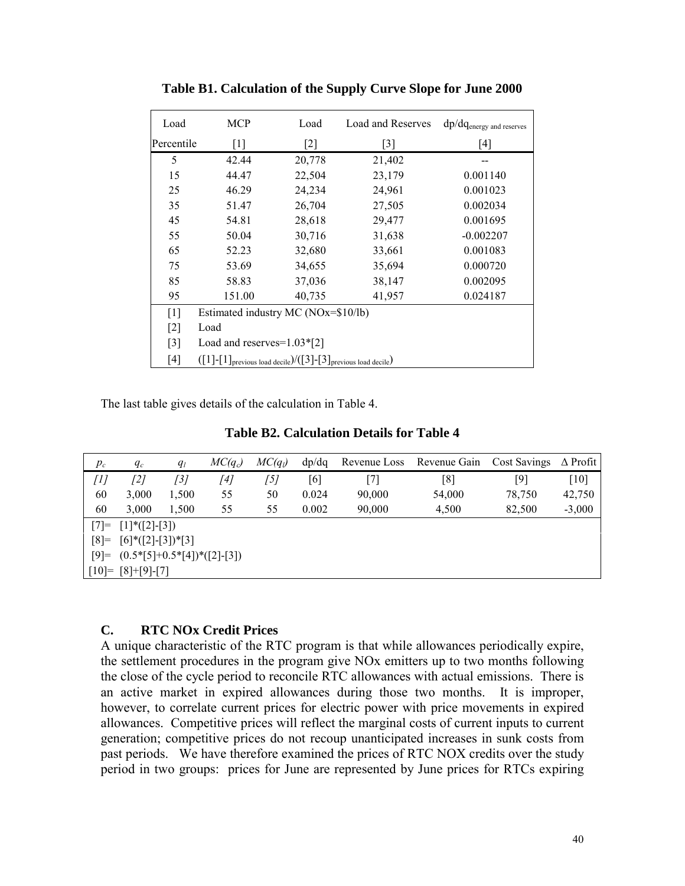**Table B1. Calculation of the Supply Curve Slope for June 2000**

| Load Percentile | MCP [1] | Load [2] | Load and Reserves [3] | $dp/dq_{energy\ and\ reserves}$ [4] |
|---|---|---|---|---|
| 5 | 42.44 | 20,778 | 21,402 | -- |
| 15 | 44.47 | 22,504 | 23,179 | 0.001140 |
| 25 | 46.29 | 24,234 | 24,961 | 0.001023 |
| 35 | 51.47 | 26,704 | 27,505 | 0.002034 |
| 45 | 54.81 | 28,618 | 29,477 | 0.001695 |
| 55 | 50.04 | 30,716 | 31,638 | -0.002207 |
| 65 | 52.23 | 32,680 | 33,661 | 0.001083 |
| 75 | 53.69 | 34,655 | 35,694 | 0.000720 |
| 85 | 58.83 | 37,036 | 38,147 | 0.002095 |
| 95 | 151.00 | 40,735 | 41,957 | 0.024187 |

[1] Estimated industry MC (NOx=$10/lb)
[2] Load
[3] Load and reserves=1.03*[2]
[4] $([1]-[1]_{previous\ load\ decile})/([3]-[3]_{previous\ load\ decile})$

The last table gives details of the calculation in Table 4.

**Table B2. Calculation Details for Table 4**

| $p_c$ | $q_c$ | $q_l$ | $MC(q_c)$ | $MC(q_l)$ | dp/dq | Revenue Loss | Revenue Gain | Cost Savings | Δ Profit |
|---|---|---|---|---|---|---|---|---|---|
| *[1]* | *[2]* | *[3]* | *[4]* | *[5]* | [6] | [7] | [8] | [9] | [10] |
| 60 | 3,000 | 1,500 | 55 | 50 | 0.024 | 90,000 | 54,000 | 78,750 | 42,750 |
| 60 | 3,000 | 1,500 | 55 | 55 | 0.002 | 90,000 | 4,500 | 82,500 | -3,000 |

[7]= [1]*([2]-[3])
[8]= [6]*([2]-[3])*[3]
[9]= (0.5*[5]+0.5*[4])*([2]-[3])
[10]= [8]+[9]-[7]

### C. RTC NOx Credit Prices

A unique characteristic of the RTC program is that while allowances periodically expire, the settlement procedures in the program give NOx emitters up to two months following the close of the cycle period to reconcile RTC allowances with actual emissions. There is an active market in expired allowances during those two months. It is improper, however, to correlate current prices for electric power with price movements in expired allowances. Competitive prices will reflect the marginal costs of current inputs to current generation; competitive prices do not recoup unanticipated increases in sunk costs from past periods. We have therefore examined the prices of RTC NOX credits over the study period in two groups: prices for June are represented by June prices for RTCs expiring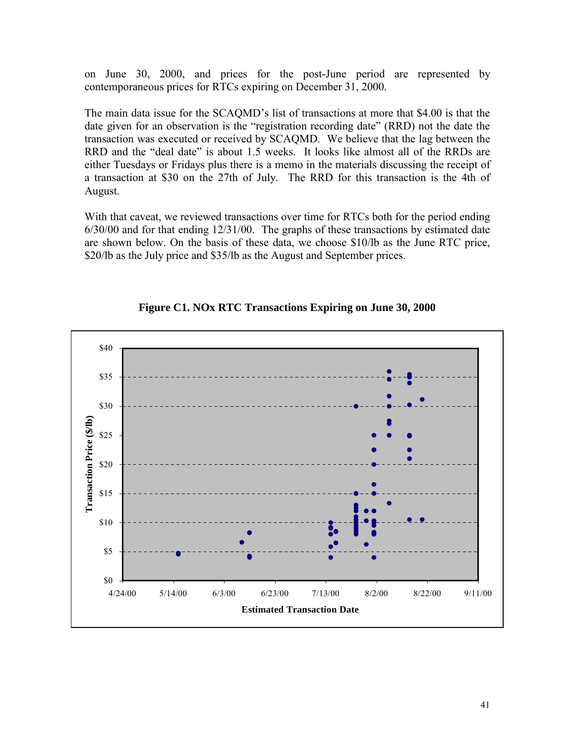on June 30, 2000, and prices for the post-June period are represented by contemporaneous prices for RTCs expiring on December 31, 2000.

The main data issue for the SCAQMD's list of transactions at more that $4.00 is that the date given for an observation is the "registration recording date" (RRD) not the date the transaction was executed or received by SCAQMD. We believe that the lag between the RRD and the "deal date" is about 1.5 weeks. It looks like almost all of the RRDs are either Tuesdays or Fridays plus there is a memo in the materials discussing the receipt of a transaction at $30 on the 27th of July. The RRD for this transaction is the 4th of August.

With that caveat, we reviewed transactions over time for RTCs both for the period ending 6/30/00 and for that ending 12/31/00. The graphs of these transactions by estimated date are shown below. On the basis of these data, we choose $10/lb as the June RTC price, $20/lb as the July price and $35/lb as the August and September prices.

**Figure C1. NOx RTC Transactions Expiring on June 30, 2000**

Transaction Price ($/lb): $0, $5, $10, $15, $20, $25, $30, $35, $40

Estimated Transaction Date: 4/24/00, 5/14/00, 6/3/00, 6/23/00, 7/13/00, 8/2/00, 8/22/00, 9/11/00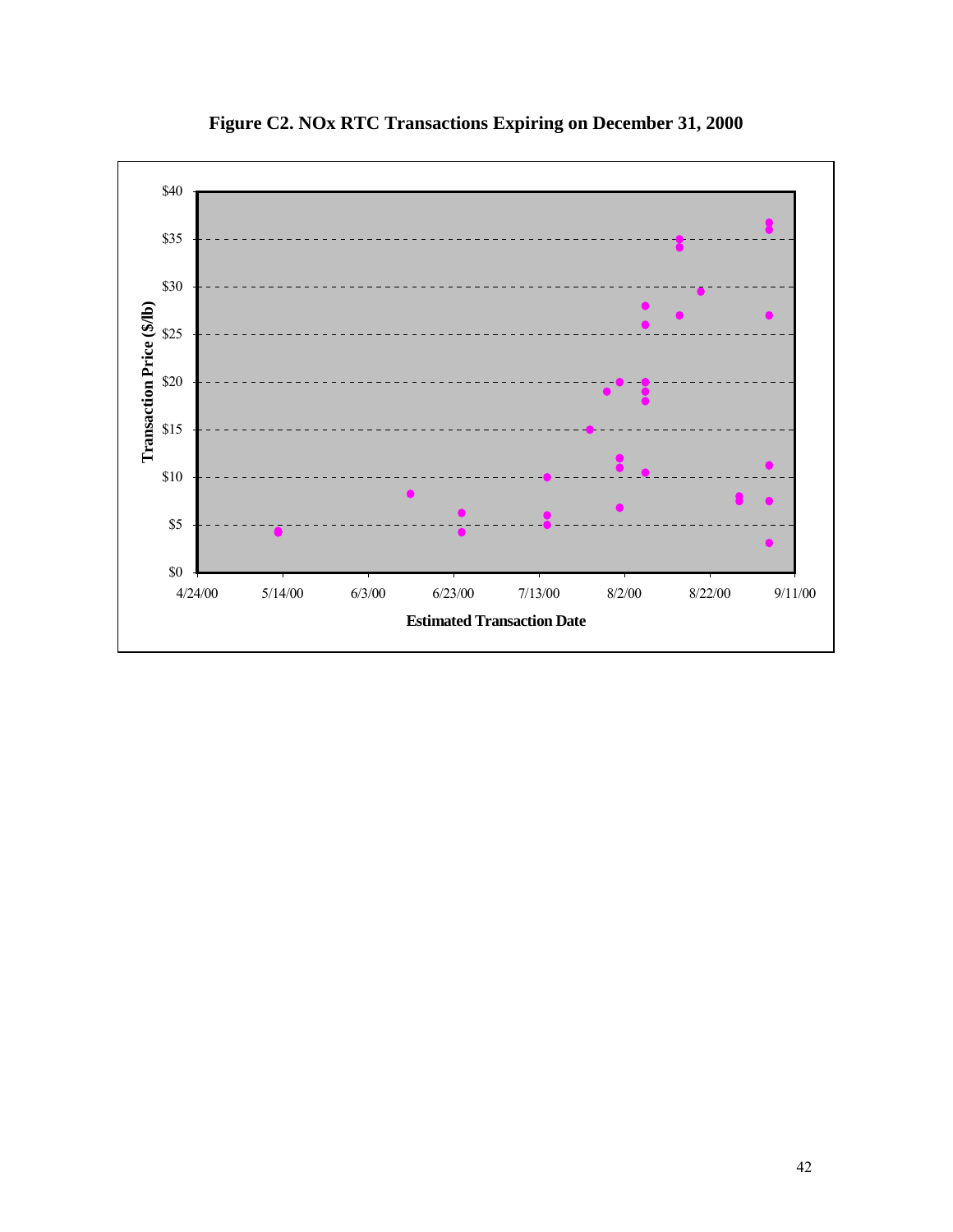**Figure C2. NOx RTC Transactions Expiring on December 31, 2000**

Transaction Price ($/lb)

$40
$35
$30
$25
$20
$15
$10
$5
$0

4/24/00
5/14/00
6/3/00
6/23/00
7/13/00
8/2/00
8/22/00
9/11/00

Estimated Transaction Date